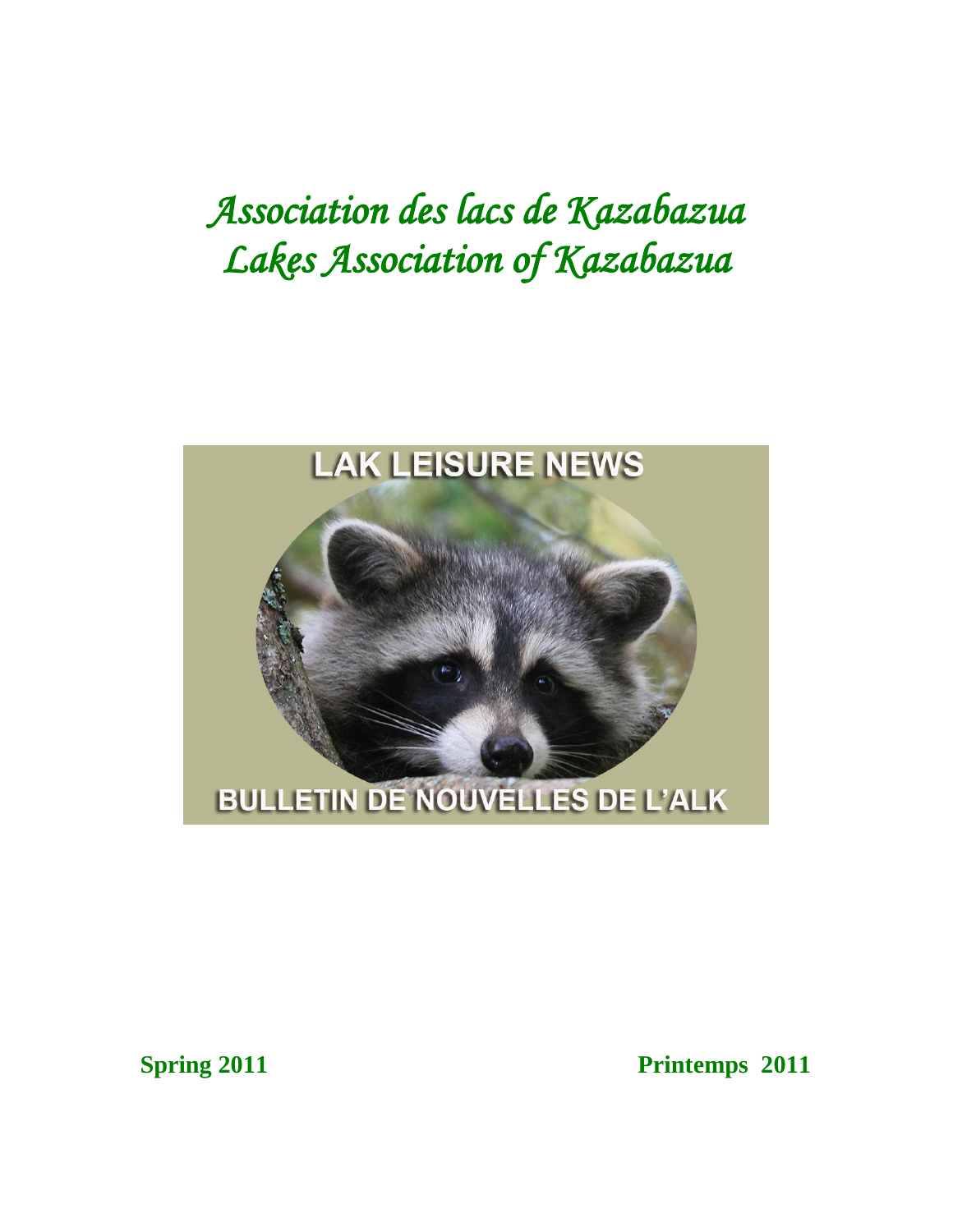# *Association des lacs de Kazabazua*
# *Lakes Association of Kazabazua*

LAK LEISURE NEWS

BULLETIN DE NOUVELLES DE L'ALK

**Spring 2011** **Printemps 2011**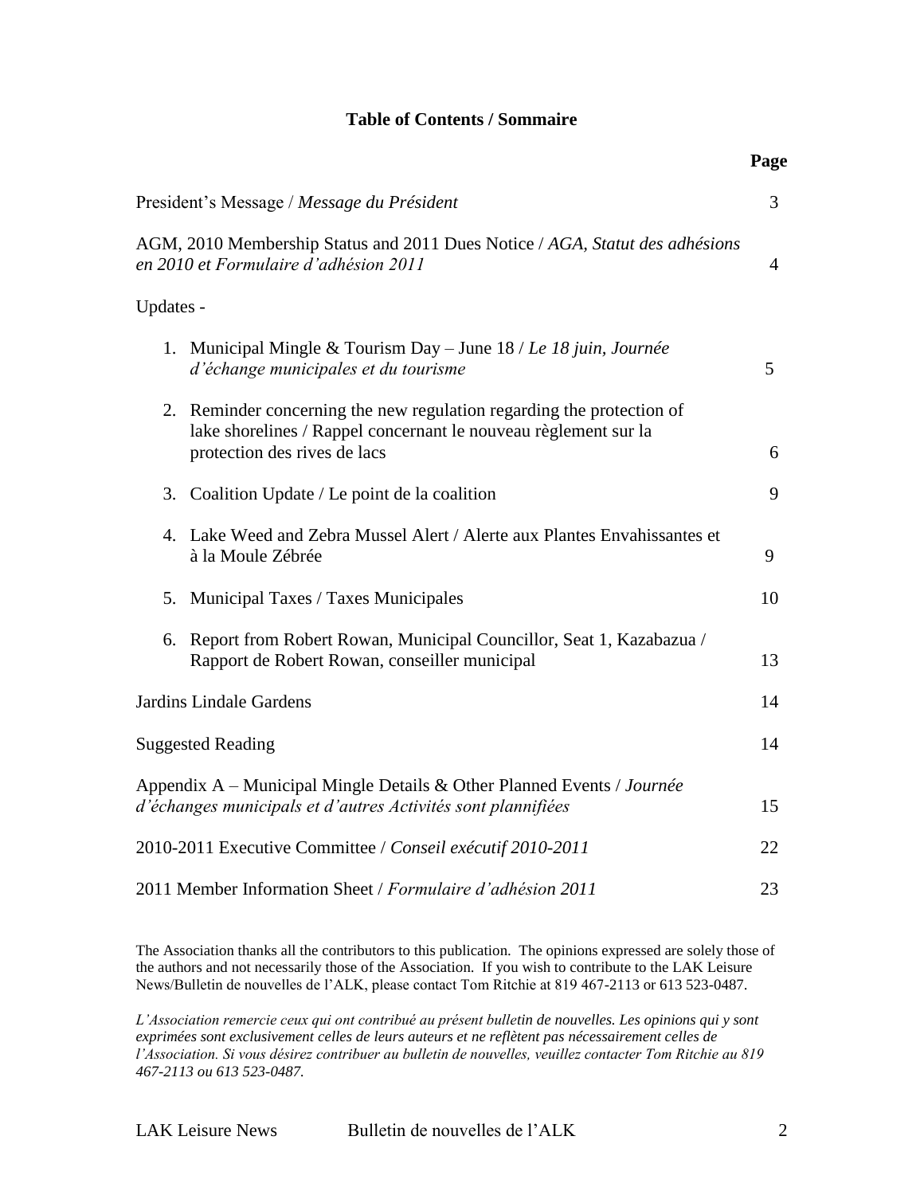**Table of Contents / Sommaire**

| | Page |
|---|---|
| President's Message / *Message du Président* | 3 |
| AGM, 2010 Membership Status and 2011 Dues Notice / *AGA, Statut des adhésions en 2010 et Formulaire d'adhésion 2011* | 4 |
| Updates - | |
| 1. Municipal Mingle & Tourism Day – June 18 / *Le 18 juin, Journée d'échange municipales et du tourisme* | 5 |
| 2. Reminder concerning the new regulation regarding the protection of lake shorelines / Rappel concernant le nouveau règlement sur la protection des rives de lacs | 6 |
| 3. Coalition Update / Le point de la coalition | 9 |
| 4. Lake Weed and Zebra Mussel Alert / Alerte aux Plantes Envahissantes et à la Moule Zébrée | 9 |
| 5. Municipal Taxes / Taxes Municipales | 10 |
| 6. Report from Robert Rowan, Municipal Councillor, Seat 1, Kazabazua / Rapport de Robert Rowan, conseiller municipal | 13 |
| Jardins Lindale Gardens | 14 |
| Suggested Reading | 14 |
| Appendix A – Municipal Mingle Details & Other Planned Events / *Journée d'échanges municipals et d'autres Activités sont plannifiées* | 15 |
| 2010-2011 Executive Committee / *Conseil exécutif 2010-2011* | 22 |
| 2011 Member Information Sheet / *Formulaire d'adhésion 2011* | 23 |

The Association thanks all the contributors to this publication. The opinions expressed are solely those of the authors and not necessarily those of the Association. If you wish to contribute to the LAK Leisure News/Bulletin de nouvelles de l'ALK, please contact Tom Ritchie at 819 467-2113 or 613 523-0487.

*L'Association remercie ceux qui ont contribué au présent bulletin de nouvelles. Les opinions qui y sont exprimées sont exclusivement celles de leurs auteurs et ne reflètent pas nécessairement celles de l'Association. Si vous désirez contribuer au bulletin de nouvelles, veuillez contacter Tom Ritchie au 819 467-2113 ou 613 523-0487.*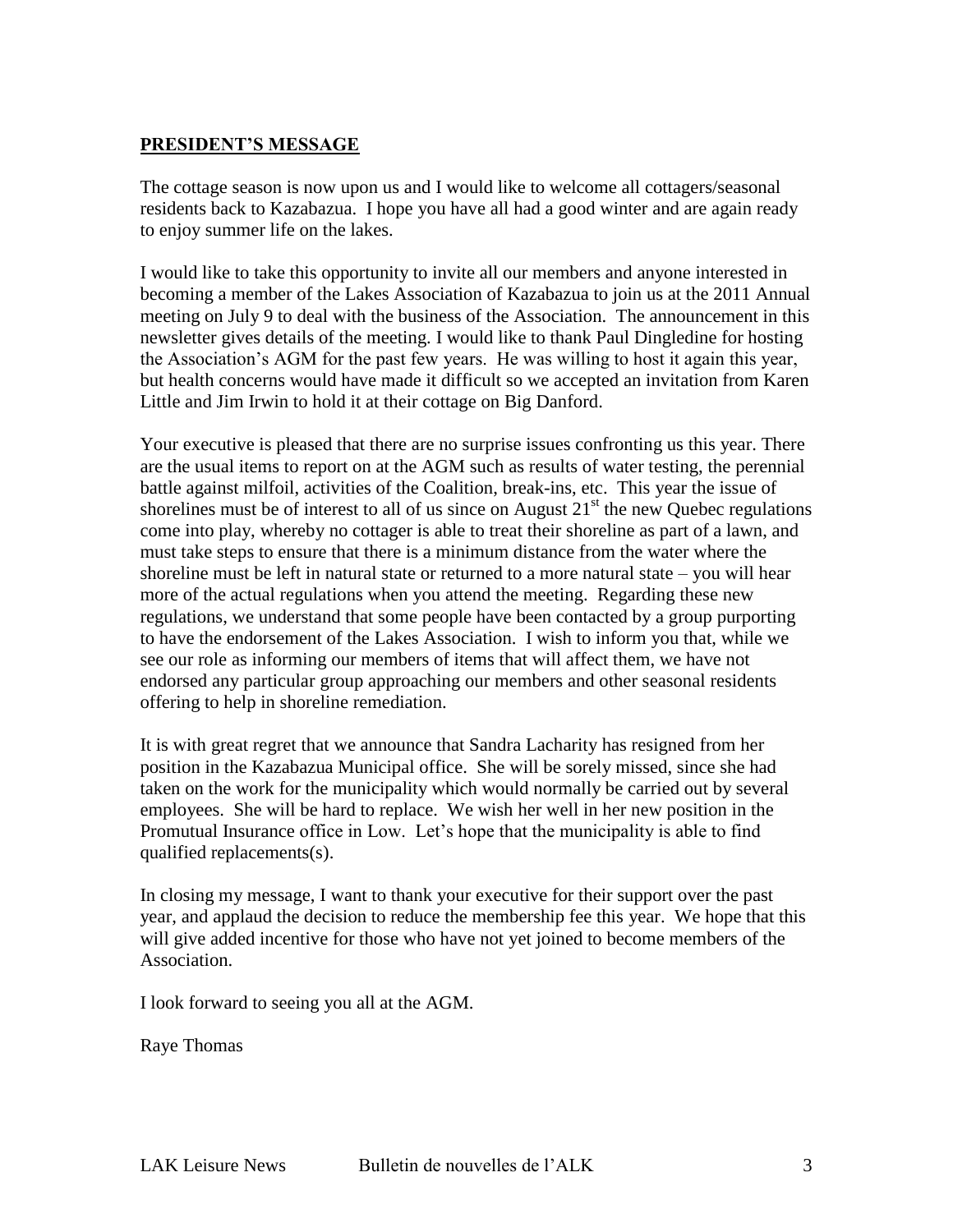## PRESIDENT'S MESSAGE

The cottage season is now upon us and I would like to welcome all cottagers/seasonal residents back to Kazabazua. I hope you have all had a good winter and are again ready to enjoy summer life on the lakes.

I would like to take this opportunity to invite all our members and anyone interested in becoming a member of the Lakes Association of Kazabazua to join us at the 2011 Annual meeting on July 9 to deal with the business of the Association. The announcement in this newsletter gives details of the meeting. I would like to thank Paul Dingledine for hosting the Association's AGM for the past few years. He was willing to host it again this year, but health concerns would have made it difficult so we accepted an invitation from Karen Little and Jim Irwin to hold it at their cottage on Big Danford.

Your executive is pleased that there are no surprise issues confronting us this year. There are the usual items to report on at the AGM such as results of water testing, the perennial battle against milfoil, activities of the Coalition, break-ins, etc. This year the issue of shorelines must be of interest to all of us since on August 21st the new Quebec regulations come into play, whereby no cottager is able to treat their shoreline as part of a lawn, and must take steps to ensure that there is a minimum distance from the water where the shoreline must be left in natural state or returned to a more natural state – you will hear more of the actual regulations when you attend the meeting. Regarding these new regulations, we understand that some people have been contacted by a group purporting to have the endorsement of the Lakes Association. I wish to inform you that, while we see our role as informing our members of items that will affect them, we have not endorsed any particular group approaching our members and other seasonal residents offering to help in shoreline remediation.

It is with great regret that we announce that Sandra Lacharity has resigned from her position in the Kazabazua Municipal office. She will be sorely missed, since she had taken on the work for the municipality which would normally be carried out by several employees. She will be hard to replace. We wish her well in her new position in the Promutual Insurance office in Low. Let's hope that the municipality is able to find qualified replacements(s).

In closing my message, I want to thank your executive for their support over the past year, and applaud the decision to reduce the membership fee this year. We hope that this will give added incentive for those who have not yet joined to become members of the Association.

I look forward to seeing you all at the AGM.

Raye Thomas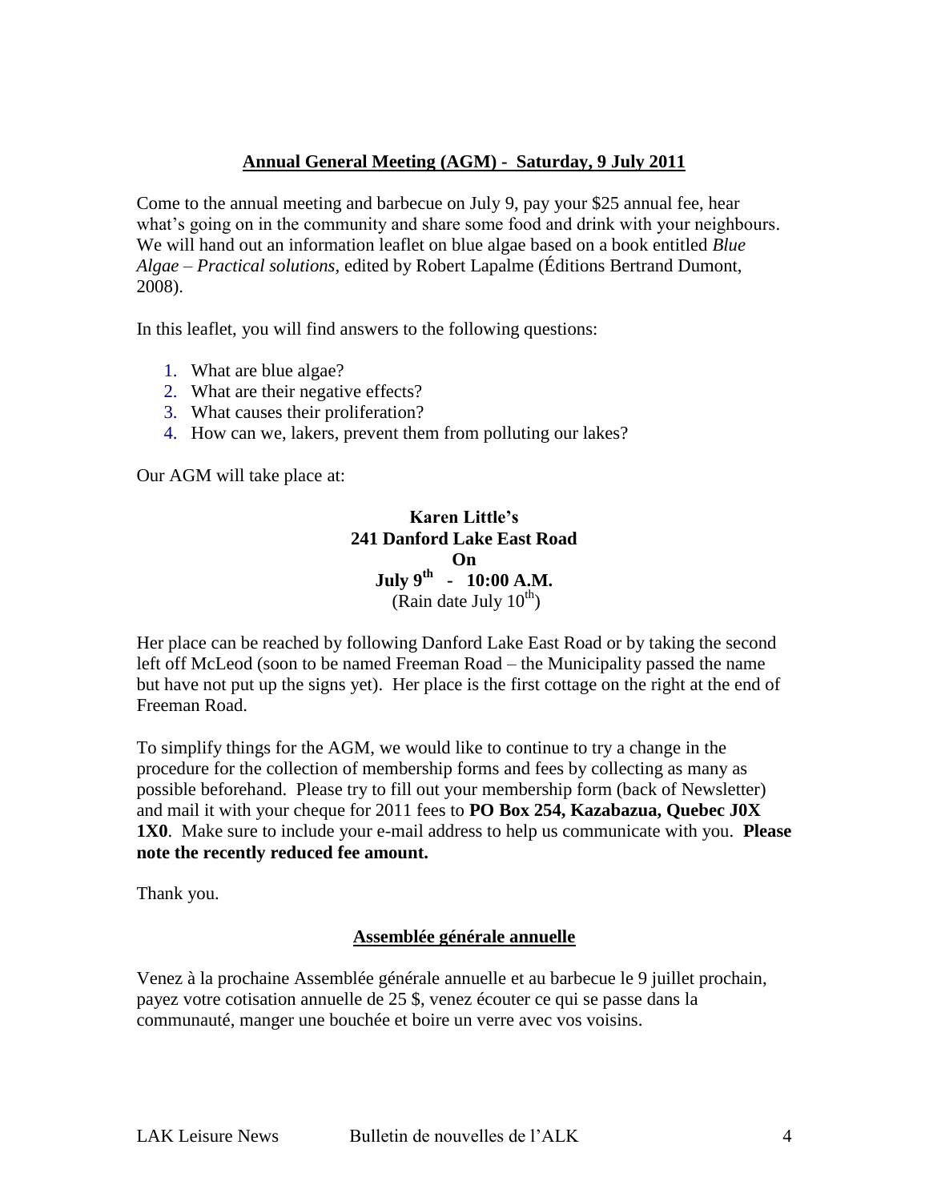## Annual General Meeting (AGM) - Saturday, 9 July 2011

Come to the annual meeting and barbecue on July 9, pay your $25 annual fee, hear what's going on in the community and share some food and drink with your neighbours. We will hand out an information leaflet on blue algae based on a book entitled *Blue Algae – Practical solutions*, edited by Robert Lapalme (Éditions Bertrand Dumont, 2008).

In this leaflet, you will find answers to the following questions:

1. What are blue algae?
2. What are their negative effects?
3. What causes their proliferation?
4. How can we, lakers, prevent them from polluting our lakes?

Our AGM will take place at:

**Karen Little's**
**241 Danford Lake East Road**
**On**
**July 9th - 10:00 A.M.**
(Rain date July 10th)

Her place can be reached by following Danford Lake East Road or by taking the second left off McLeod (soon to be named Freeman Road – the Municipality passed the name but have not put up the signs yet). Her place is the first cottage on the right at the end of Freeman Road.

To simplify things for the AGM, we would like to continue to try a change in the procedure for the collection of membership forms and fees by collecting as many as possible beforehand. Please try to fill out your membership form (back of Newsletter) and mail it with your cheque for 2011 fees to **PO Box 254, Kazabazua, Quebec J0X 1X0**. Make sure to include your e-mail address to help us communicate with you. **Please note the recently reduced fee amount.**

Thank you.

## Assemblée générale annuelle

Venez à la prochaine Assemblée générale annuelle et au barbecue le 9 juillet prochain, payez votre cotisation annuelle de 25 $, venez écouter ce qui se passe dans la communauté, manger une bouchée et boire un verre avec vos voisins.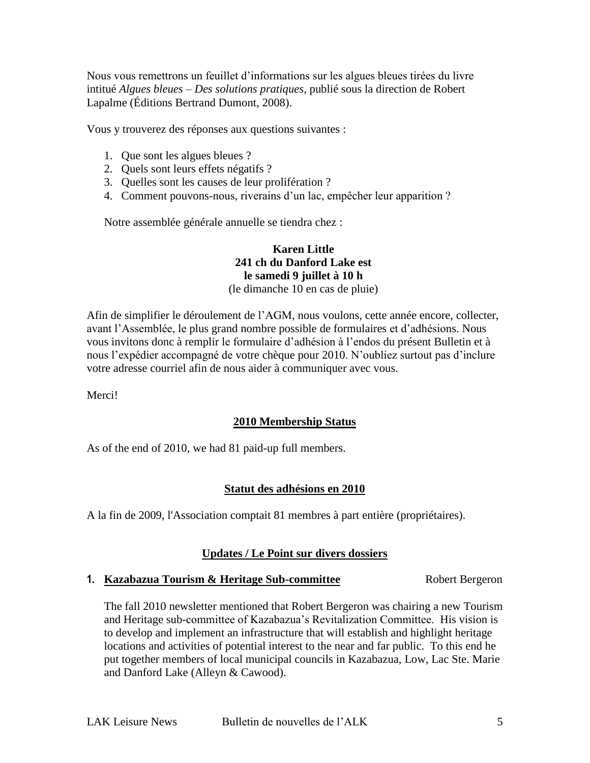Nous vous remettrons un feuillet d'informations sur les algues bleues tirées du livre intitué *Algues bleues – Des solutions pratiques,* publié sous la direction de Robert Lapalme (Éditions Bertrand Dumont, 2008).

Vous y trouverez des réponses aux questions suivantes :

1. Que sont les algues bleues ?
2. Quels sont leurs effets négatifs ?
3. Quelles sont les causes de leur prolifération ?
4. Comment pouvons-nous, riverains d'un lac, empêcher leur apparition ?

Notre assemblée générale annuelle se tiendra chez :

**Karen Little**
**241 ch du Danford Lake est**
**le samedi 9 juillet à 10 h**
(le dimanche 10 en cas de pluie)

Afin de simplifier le déroulement de l'AGM, nous voulons, cette année encore, collecter, avant l'Assemblée, le plus grand nombre possible de formulaires et d'adhésions. Nous vous invitons donc à remplir le formulaire d'adhésion à l'endos du présent Bulletin et à nous l'expédier accompagné de votre chèque pour 2010. N'oubliez surtout pas d'inclure votre adresse courriel afin de nous aider à communiquer avec vous.

Merci!

## 2010 Membership Status

As of the end of 2010, we had 81 paid-up full members.

## Statut des adhésions en 2010

A la fin de 2009, l'Association comptait 81 membres à part entière (propriétaires).

## Updates / Le Point sur divers dossiers

### 1. Kazabazua Tourism & Heritage Sub-committee — Robert Bergeron

The fall 2010 newsletter mentioned that Robert Bergeron was chairing a new Tourism and Heritage sub-committee of Kazabazua's Revitalization Committee. His vision is to develop and implement an infrastructure that will establish and highlight heritage locations and activities of potential interest to the near and far public. To this end he put together members of local municipal councils in Kazabazua, Low, Lac Ste. Marie and Danford Lake (Alleyn & Cawood).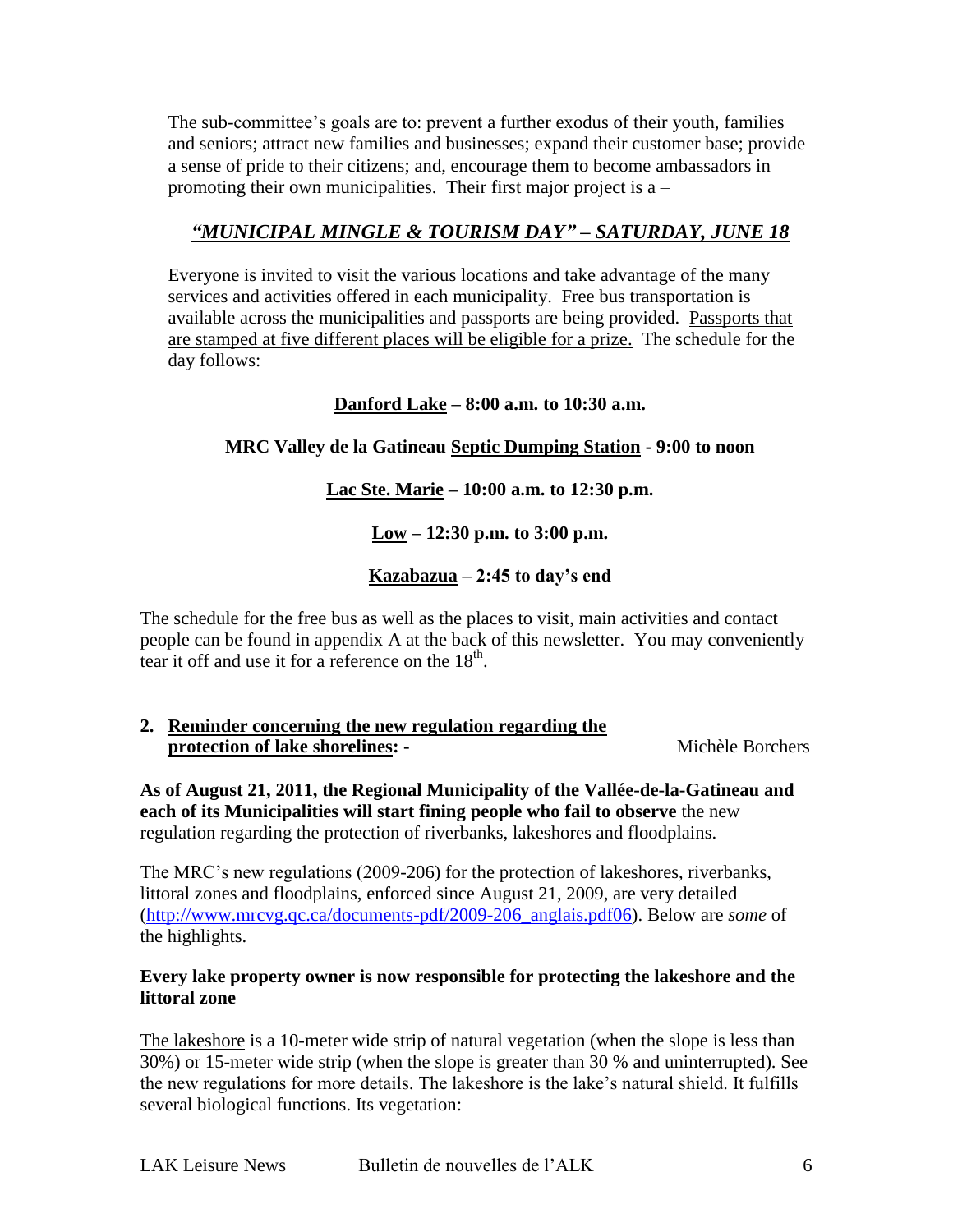The sub-committee's goals are to: prevent a further exodus of their youth, families and seniors; attract new families and businesses; expand their customer base; provide a sense of pride to their citizens; and, encourage them to become ambassadors in promoting their own municipalities. Their first major project is a –

***"MUNICIPAL MINGLE & TOURISM DAY" – SATURDAY, JUNE 18***

Everyone is invited to visit the various locations and take advantage of the many services and activities offered in each municipality. Free bus transportation is available across the municipalities and passports are being provided. Passports that are stamped at five different places will be eligible for a prize. The schedule for the day follows:

**Danford Lake – 8:00 a.m. to 10:30 a.m.**

**MRC Valley de la Gatineau Septic Dumping Station - 9:00 to noon**

**Lac Ste. Marie – 10:00 a.m. to 12:30 p.m.**

**Low – 12:30 p.m. to 3:00 p.m.**

**Kazabazua – 2:45 to day's end**

The schedule for the free bus as well as the places to visit, main activities and contact people can be found in appendix A at the back of this newsletter. You may conveniently tear it off and use it for a reference on the 18th.

## 2. Reminder concerning the new regulation regarding the protection of lake shorelines: -

Michèle Borchers

**As of August 21, 2011, the Regional Municipality of the Vallée-de-la-Gatineau and each of its Municipalities will start fining people who fail to observe** the new regulation regarding the protection of riverbanks, lakeshores and floodplains.

The MRC's new regulations (2009-206) for the protection of lakeshores, riverbanks, littoral zones and floodplains, enforced since August 21, 2009, are very detailed (http://www.mrcvg.qc.ca/documents-pdf/2009-206_anglais.pdf06). Below are *some* of the highlights.

**Every lake property owner is now responsible for protecting the lakeshore and the littoral zone**

The lakeshore is a 10-meter wide strip of natural vegetation (when the slope is less than 30%) or 15-meter wide strip (when the slope is greater than 30 % and uninterrupted). See the new regulations for more details. The lakeshore is the lake's natural shield. It fulfills several biological functions. Its vegetation: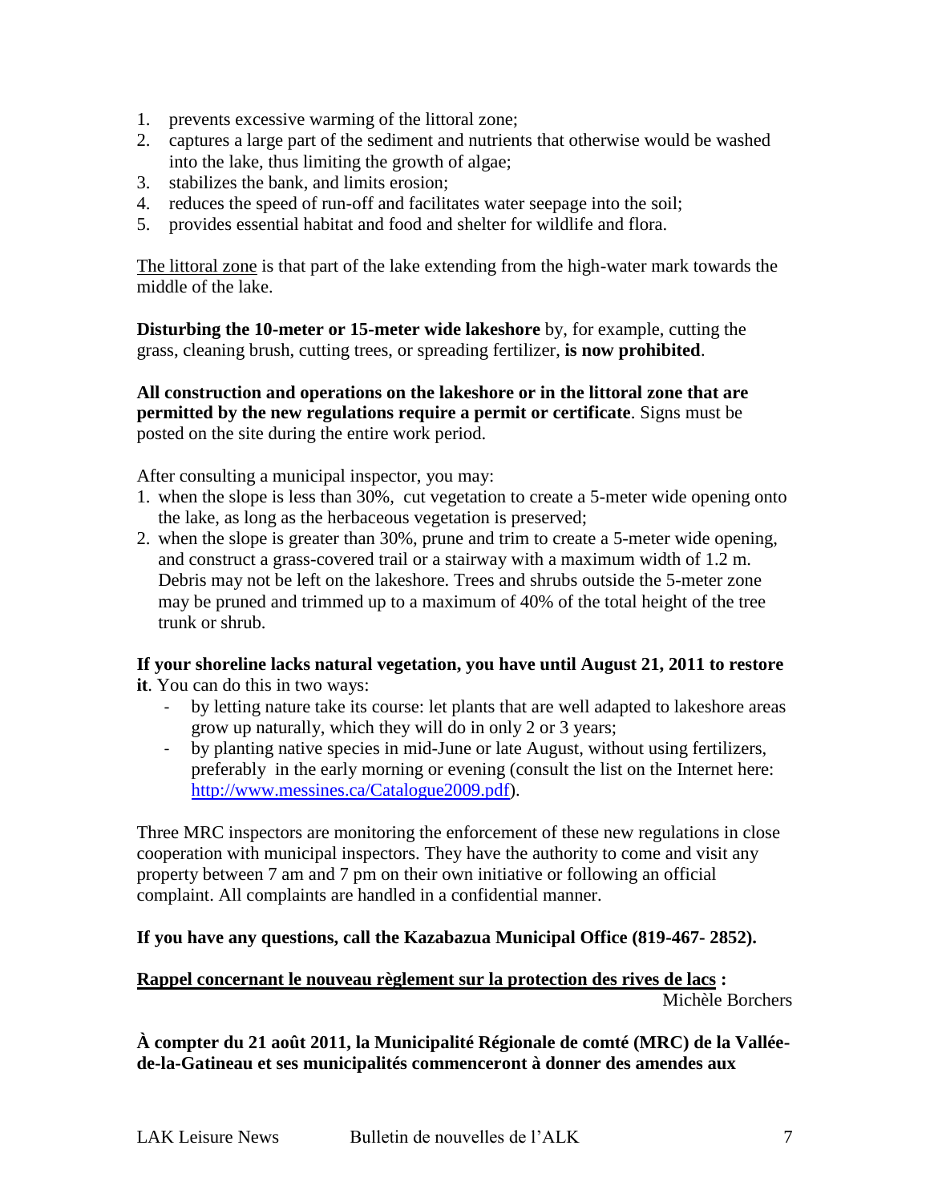1. prevents excessive warming of the littoral zone;
2. captures a large part of the sediment and nutrients that otherwise would be washed into the lake, thus limiting the growth of algae;
3. stabilizes the bank, and limits erosion;
4. reduces the speed of run-off and facilitates water seepage into the soil;
5. provides essential habitat and food and shelter for wildlife and flora.

The littoral zone is that part of the lake extending from the high-water mark towards the middle of the lake.

**Disturbing the 10-meter or 15-meter wide lakeshore** by, for example, cutting the grass, cleaning brush, cutting trees, or spreading fertilizer, **is now prohibited**.

**All construction and operations on the lakeshore or in the littoral zone that are permitted by the new regulations require a permit or certificate**. Signs must be posted on the site during the entire work period.

After consulting a municipal inspector, you may:

1. when the slope is less than 30%, cut vegetation to create a 5-meter wide opening onto the lake, as long as the herbaceous vegetation is preserved;
2. when the slope is greater than 30%, prune and trim to create a 5-meter wide opening, and construct a grass-covered trail or a stairway with a maximum width of 1.2 m. Debris may not be left on the lakeshore. Trees and shrubs outside the 5-meter zone may be pruned and trimmed up to a maximum of 40% of the total height of the tree trunk or shrub.

**If your shoreline lacks natural vegetation, you have until August 21, 2011 to restore it**. You can do this in two ways:

- by letting nature take its course: let plants that are well adapted to lakeshore areas grow up naturally, which they will do in only 2 or 3 years;
- by planting native species in mid-June or late August, without using fertilizers, preferably in the early morning or evening (consult the list on the Internet here: http://www.messines.ca/Catalogue2009.pdf).

Three MRC inspectors are monitoring the enforcement of these new regulations in close cooperation with municipal inspectors. They have the authority to come and visit any property between 7 am and 7 pm on their own initiative or following an official complaint. All complaints are handled in a confidential manner.

**If you have any questions, call the Kazabazua Municipal Office (819-467- 2852).**

**Rappel concernant le nouveau règlement sur la protection des rives de lacs :**

Michèle Borchers

**À compter du 21 août 2011, la Municipalité Régionale de comté (MRC) de la Vallée-de-la-Gatineau et ses municipalités commenceront à donner des amendes aux**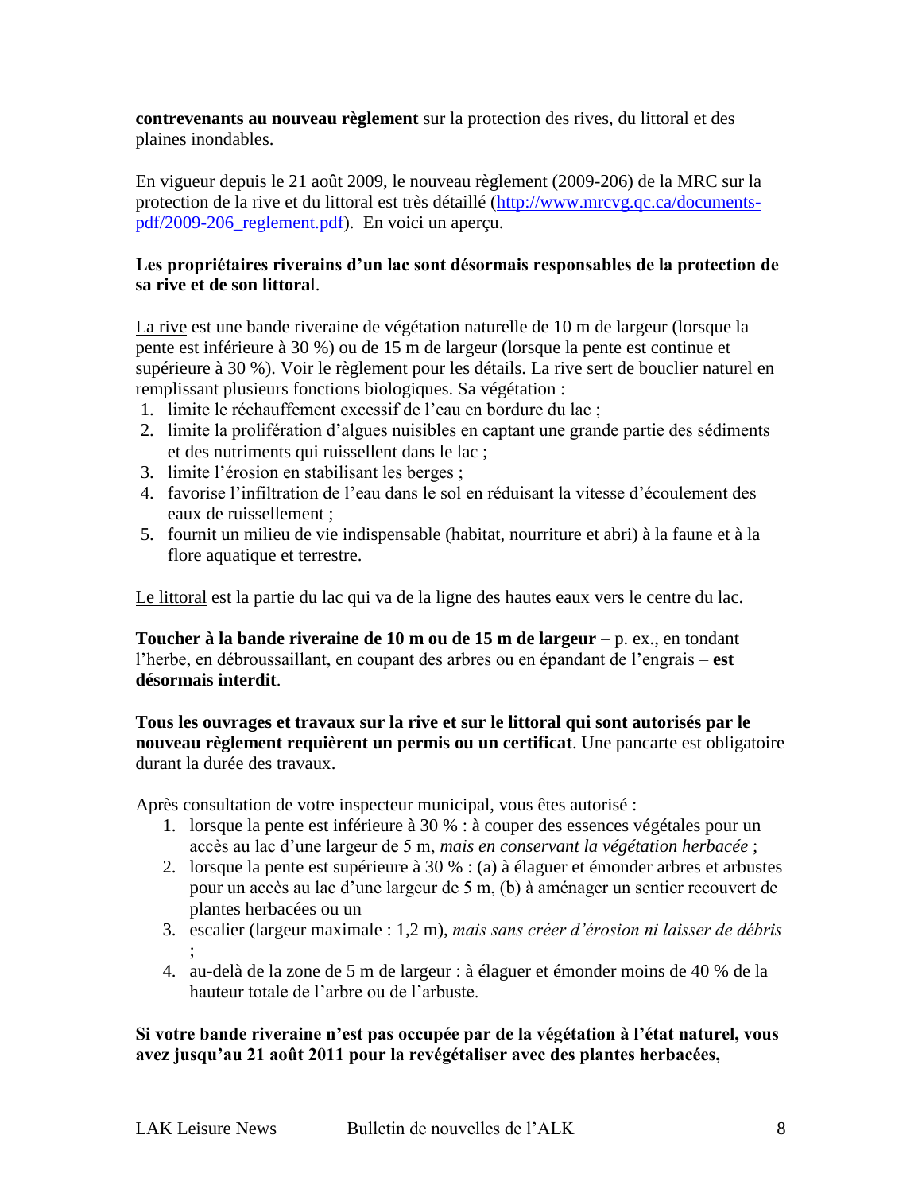**contrevenants au nouveau règlement** sur la protection des rives, du littoral et des plaines inondables.

En vigueur depuis le 21 août 2009, le nouveau règlement (2009-206) de la MRC sur la protection de la rive et du littoral est très détaillé (http://www.mrcvg.qc.ca/documents-pdf/2009-206_reglement.pdf). En voici un aperçu.

**Les propriétaires riverains d'un lac sont désormais responsables de la protection de sa rive et de son littora**l.

La rive est une bande riveraine de végétation naturelle de 10 m de largeur (lorsque la pente est inférieure à 30 %) ou de 15 m de largeur (lorsque la pente est continue et supérieure à 30 %). Voir le règlement pour les détails. La rive sert de bouclier naturel en remplissant plusieurs fonctions biologiques. Sa végétation :

1. limite le réchauffement excessif de l'eau en bordure du lac ;
2. limite la prolifération d'algues nuisibles en captant une grande partie des sédiments et des nutriments qui ruissellent dans le lac ;
3. limite l'érosion en stabilisant les berges ;
4. favorise l'infiltration de l'eau dans le sol en réduisant la vitesse d'écoulement des eaux de ruissellement ;
5. fournit un milieu de vie indispensable (habitat, nourriture et abri) à la faune et à la flore aquatique et terrestre.

Le littoral est la partie du lac qui va de la ligne des hautes eaux vers le centre du lac.

**Toucher à la bande riveraine de 10 m ou de 15 m de largeur** – p. ex., en tondant l'herbe, en débroussaillant, en coupant des arbres ou en épandant de l'engrais – **est désormais interdit**.

**Tous les ouvrages et travaux sur la rive et sur le littoral qui sont autorisés par le nouveau règlement requièrent un permis ou un certificat**. Une pancarte est obligatoire durant la durée des travaux.

Après consultation de votre inspecteur municipal, vous êtes autorisé :

1. lorsque la pente est inférieure à 30 % : à couper des essences végétales pour un accès au lac d'une largeur de 5 m, *mais en conservant la végétation herbacée* ;
2. lorsque la pente est supérieure à 30 % : (a) à élaguer et émonder arbres et arbustes pour un accès au lac d'une largeur de 5 m, (b) à aménager un sentier recouvert de plantes herbacées ou un
3. escalier (largeur maximale : 1,2 m), *mais sans créer d'érosion ni laisser de débris* ;
4. au-delà de la zone de 5 m de largeur : à élaguer et émonder moins de 40 % de la hauteur totale de l'arbre ou de l'arbuste.

**Si votre bande riveraine n'est pas occupée par de la végétation à l'état naturel, vous avez jusqu'au 21 août 2011 pour la revégétaliser avec des plantes herbacées,**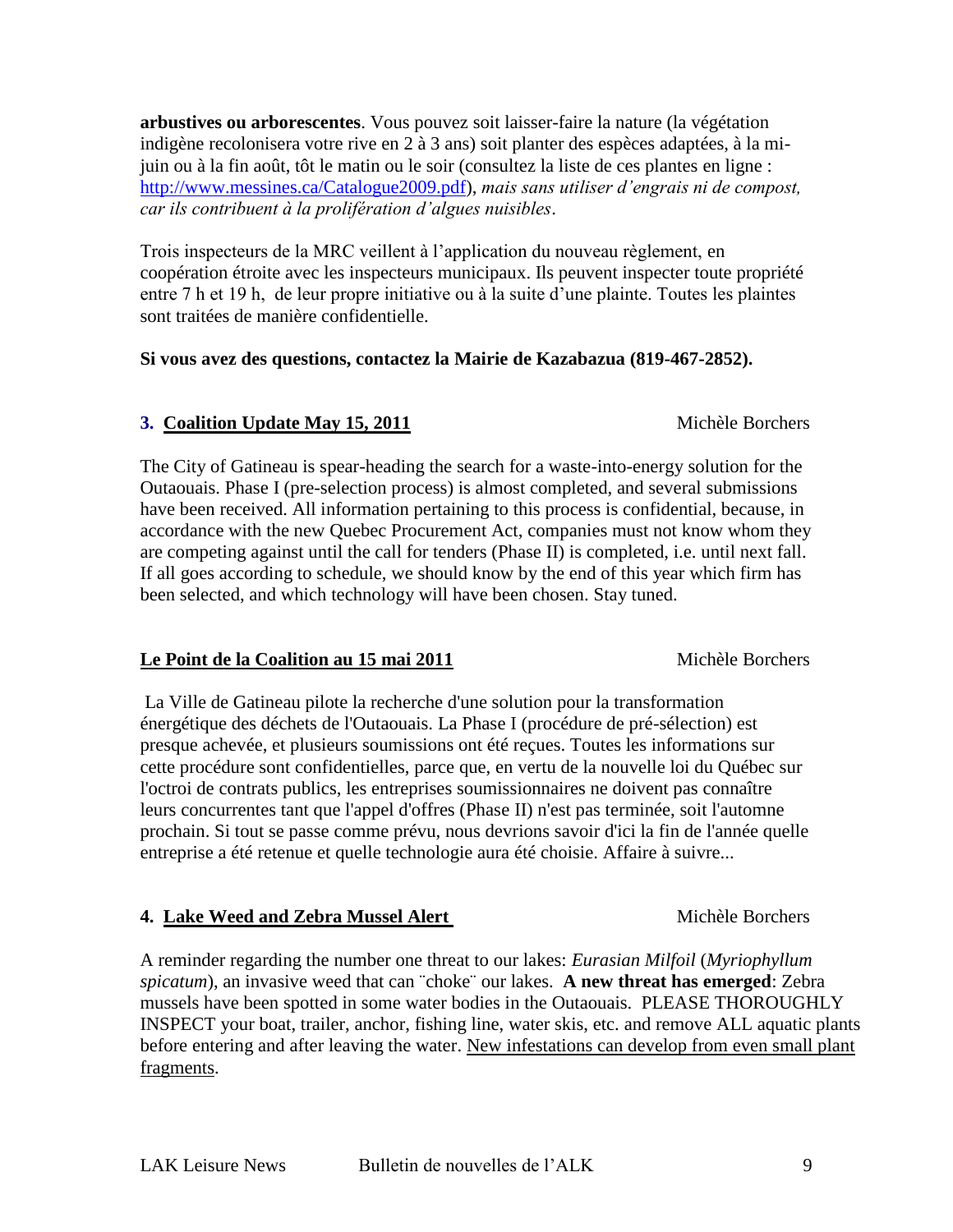**arbustives ou arborescentes**. Vous pouvez soit laisser-faire la nature (la végétation indigène recolonisera votre rive en 2 à 3 ans) soit planter des espèces adaptées, à la mi-juin ou à la fin août, tôt le matin ou le soir (consultez la liste de ces plantes en ligne : http://www.messines.ca/Catalogue2009.pdf), *mais sans utiliser d'engrais ni de compost, car ils contribuent à la prolifération d'algues nuisibles*.

Trois inspecteurs de la MRC veillent à l'application du nouveau règlement, en coopération étroite avec les inspecteurs municipaux. Ils peuvent inspecter toute propriété entre 7 h et 19 h, de leur propre initiative ou à la suite d'une plainte. Toutes les plaintes sont traitées de manière confidentielle.

**Si vous avez des questions, contactez la Mairie de Kazabazua (819-467-2852).**

## 3. Coalition Update May 15, 2011

Michèle Borchers

The City of Gatineau is spear-heading the search for a waste-into-energy solution for the Outaouais. Phase I (pre-selection process) is almost completed, and several submissions have been received. All information pertaining to this process is confidential, because, in accordance with the new Quebec Procurement Act, companies must not know whom they are competing against until the call for tenders (Phase II) is completed, i.e. until next fall. If all goes according to schedule, we should know by the end of this year which firm has been selected, and which technology will have been chosen. Stay tuned.

## Le Point de la Coalition au 15 mai 2011

Michèle Borchers

La Ville de Gatineau pilote la recherche d'une solution pour la transformation énergétique des déchets de l'Outaouais. La Phase I (procédure de pré-sélection) est presque achevée, et plusieurs soumissions ont été reçues. Toutes les informations sur cette procédure sont confidentielles, parce que, en vertu de la nouvelle loi du Québec sur l'octroi de contrats publics, les entreprises soumissionnaires ne doivent pas connaître leurs concurrentes tant que l'appel d'offres (Phase II) n'est pas terminée, soit l'automne prochain. Si tout se passe comme prévu, nous devrions savoir d'ici la fin de l'année quelle entreprise a été retenue et quelle technologie aura été choisie. Affaire à suivre...

## 4. Lake Weed and Zebra Mussel Alert

Michèle Borchers

A reminder regarding the number one threat to our lakes: *Eurasian Milfoil* (*Myriophyllum spicatum*), an invasive weed that can ¨choke¨ our lakes. **A new threat has emerged**: Zebra mussels have been spotted in some water bodies in the Outaouais. PLEASE THOROUGHLY INSPECT your boat, trailer, anchor, fishing line, water skis, etc. and remove ALL aquatic plants before entering and after leaving the water. <u>New infestations can develop from even small plant fragments</u>.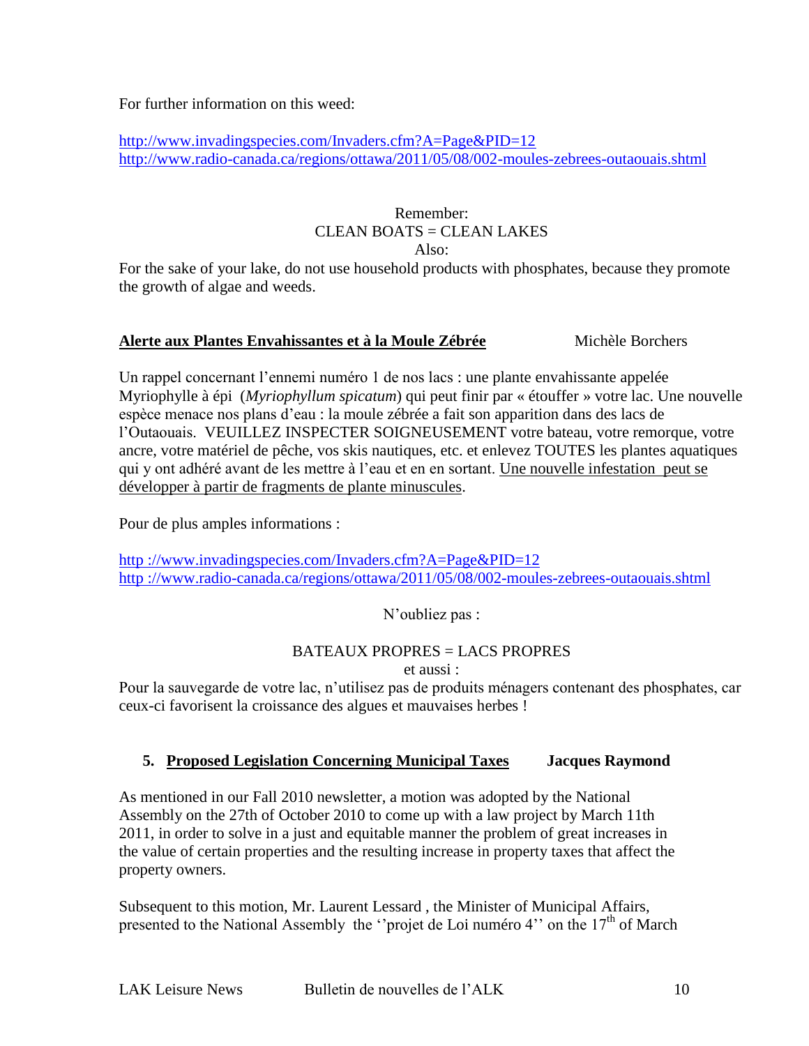For further information on this weed:

http://www.invadingspecies.com/Invaders.cfm?A=Page&PID=12
http://www.radio-canada.ca/regions/ottawa/2011/05/08/002-moules-zebrees-outaouais.shtml

Remember:
CLEAN BOATS = CLEAN LAKES
Also:

For the sake of your lake, do not use household products with phosphates, because they promote the growth of algae and weeds.

**Alerte aux Plantes Envahissantes et à la Moule Zébrée** Michèle Borchers

Un rappel concernant l'ennemi numéro 1 de nos lacs : une plante envahissante appelée Myriophylle à épi (*Myriophyllum spicatum*) qui peut finir par « étouffer » votre lac. Une nouvelle espèce menace nos plans d'eau : la moule zébrée a fait son apparition dans des lacs de l'Outaouais. VEUILLEZ INSPECTER SOIGNEUSEMENT votre bateau, votre remorque, votre ancre, votre matériel de pêche, vos skis nautiques, etc. et enlevez TOUTES les plantes aquatiques qui y ont adhéré avant de les mettre à l'eau et en en sortant. Une nouvelle infestation peut se développer à partir de fragments de plante minuscules.

Pour de plus amples informations :

http ://www.invadingspecies.com/Invaders.cfm?A=Page&PID=12
http ://www.radio-canada.ca/regions/ottawa/2011/05/08/002-moules-zebrees-outaouais.shtml

N'oubliez pas :

BATEAUX PROPRES = LACS PROPRES
et aussi :

Pour la sauvegarde de votre lac, n'utilisez pas de produits ménagers contenant des phosphates, car ceux-ci favorisent la croissance des algues et mauvaises herbes !

## 5. Proposed Legislation Concerning Municipal Taxes **Jacques Raymond**

As mentioned in our Fall 2010 newsletter, a motion was adopted by the National Assembly on the 27th of October 2010 to come up with a law project by March 11th 2011, in order to solve in a just and equitable manner the problem of great increases in the value of certain properties and the resulting increase in property taxes that affect the property owners.

Subsequent to this motion, Mr. Laurent Lessard , the Minister of Municipal Affairs, presented to the National Assembly the ''projet de Loi numéro 4'' on the 17th of March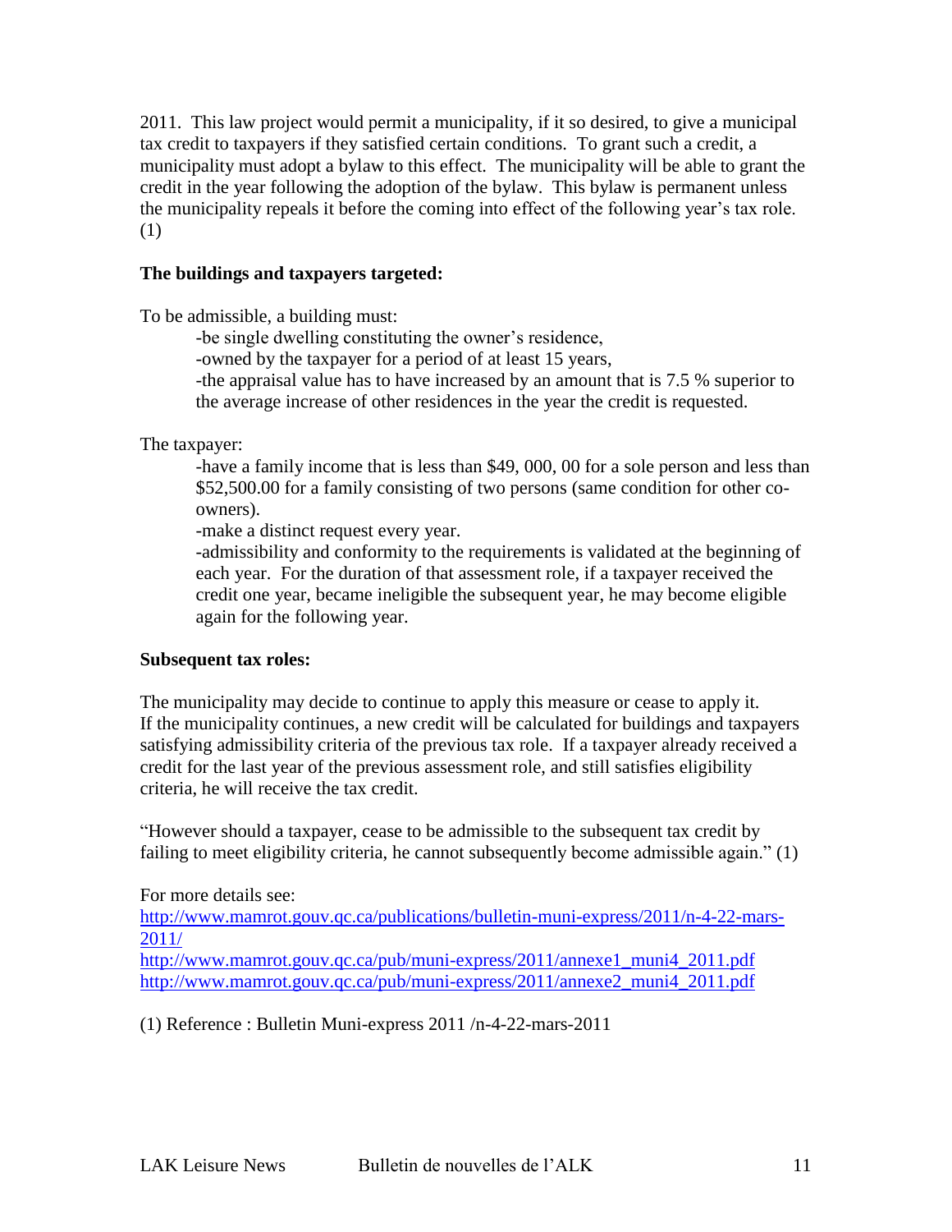2011. This law project would permit a municipality, if it so desired, to give a municipal tax credit to taxpayers if they satisfied certain conditions. To grant such a credit, a municipality must adopt a bylaw to this effect. The municipality will be able to grant the credit in the year following the adoption of the bylaw. This bylaw is permanent unless the municipality repeals it before the coming into effect of the following year's tax role. (1)

**The buildings and taxpayers targeted:**

To be admissible, a building must:

-be single dwelling constituting the owner's residence,
-owned by the taxpayer for a period of at least 15 years,
-the appraisal value has to have increased by an amount that is 7.5 % superior to the average increase of other residences in the year the credit is requested.

The taxpayer:

-have a family income that is less than $49, 000, 00 for a sole person and less than $52,500.00 for a family consisting of two persons (same condition for other co-owners).
-make a distinct request every year.
-admissibility and conformity to the requirements is validated at the beginning of each year. For the duration of that assessment role, if a taxpayer received the credit one year, became ineligible the subsequent year, he may become eligible again for the following year.

**Subsequent tax roles:**

The municipality may decide to continue to apply this measure or cease to apply it. If the municipality continues, a new credit will be calculated for buildings and taxpayers satisfying admissibility criteria of the previous tax role. If a taxpayer already received a credit for the last year of the previous assessment role, and still satisfies eligibility criteria, he will receive the tax credit.

"However should a taxpayer, cease to be admissible to the subsequent tax credit by failing to meet eligibility criteria, he cannot subsequently become admissible again." (1)

For more details see:
http://www.mamrot.gouv.qc.ca/publications/bulletin-muni-express/2011/n-4-22-mars-2011/
http://www.mamrot.gouv.qc.ca/pub/muni-express/2011/annexe1_muni4_2011.pdf
http://www.mamrot.gouv.qc.ca/pub/muni-express/2011/annexe2_muni4_2011.pdf

(1) Reference : Bulletin Muni-express 2011 /n-4-22-mars-2011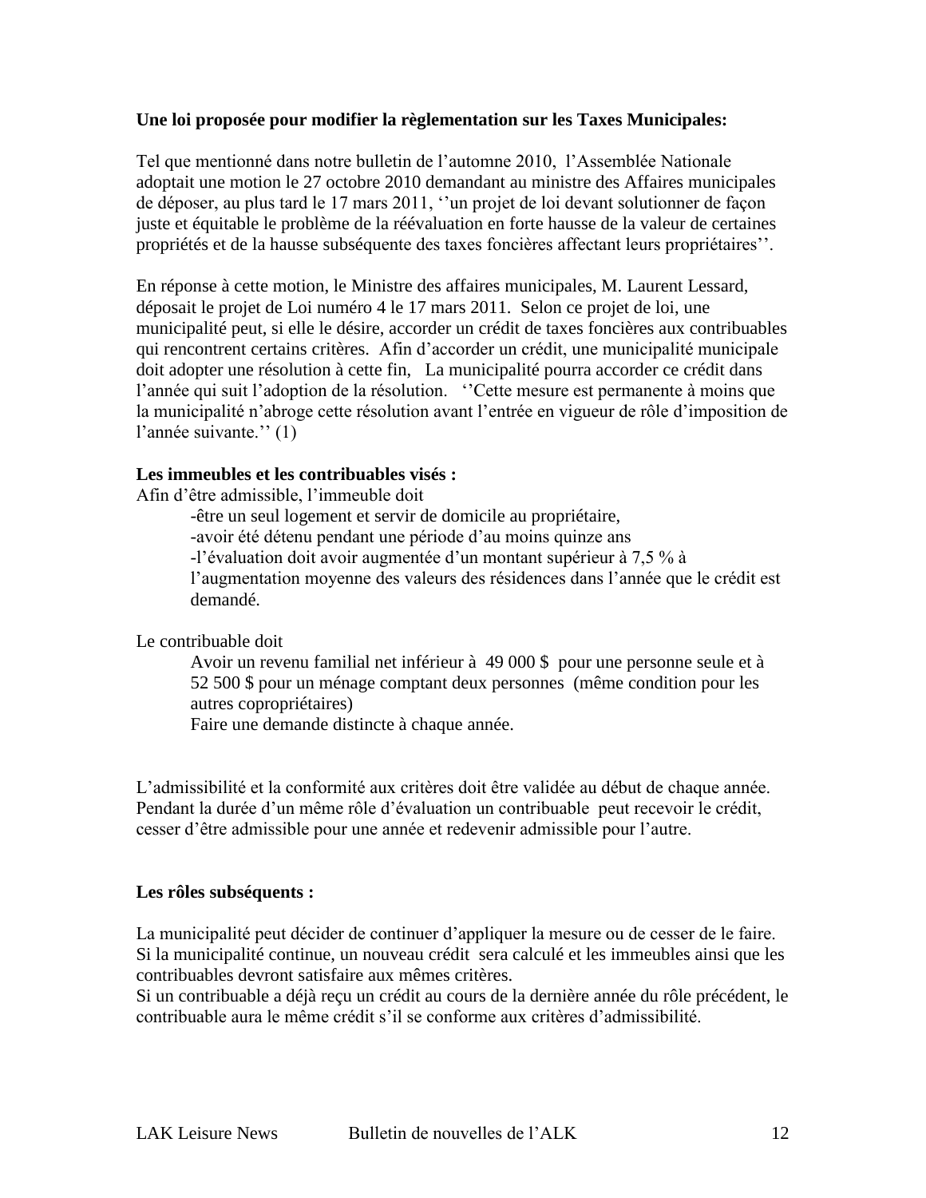**Une loi proposée pour modifier la règlementation sur les Taxes Municipales:**

Tel que mentionné dans notre bulletin de l'automne 2010, l'Assemblée Nationale adoptait une motion le 27 octobre 2010 demandant au ministre des Affaires municipales de déposer, au plus tard le 17 mars 2011, ''un projet de loi devant solutionner de façon juste et équitable le problème de la réévaluation en forte hausse de la valeur de certaines propriétés et de la hausse subséquente des taxes foncières affectant leurs propriétaires''.

En réponse à cette motion, le Ministre des affaires municipales, M. Laurent Lessard, déposait le projet de Loi numéro 4 le 17 mars 2011. Selon ce projet de loi, une municipalité peut, si elle le désire, accorder un crédit de taxes foncières aux contribuables qui rencontrent certains critères. Afin d'accorder un crédit, une municipalité municipale doit adopter une résolution à cette fin, La municipalité pourra accorder ce crédit dans l'année qui suit l'adoption de la résolution. ''Cette mesure est permanente à moins que la municipalité n'abroge cette résolution avant l'entrée en vigueur de rôle d'imposition de l'année suivante.'' (1)

**Les immeubles et les contribuables visés :**

Afin d'être admissible, l'immeuble doit

-être un seul logement et servir de domicile au propriétaire,
-avoir été détenu pendant une période d'au moins quinze ans
-l'évaluation doit avoir augmentée d'un montant supérieur à 7,5 % à l'augmentation moyenne des valeurs des résidences dans l'année que le crédit est demandé.

Le contribuable doit

Avoir un revenu familial net inférieur à 49 000 $ pour une personne seule et à 52 500 $ pour un ménage comptant deux personnes (même condition pour les autres copropriétaires)
Faire une demande distincte à chaque année.

L'admissibilité et la conformité aux critères doit être validée au début de chaque année. Pendant la durée d'un même rôle d'évaluation un contribuable peut recevoir le crédit, cesser d'être admissible pour une année et redevenir admissible pour l'autre.

**Les rôles subséquents :**

La municipalité peut décider de continuer d'appliquer la mesure ou de cesser de le faire. Si la municipalité continue, un nouveau crédit sera calculé et les immeubles ainsi que les contribuables devront satisfaire aux mêmes critères.
Si un contribuable a déjà reçu un crédit au cours de la dernière année du rôle précédent, le contribuable aura le même crédit s'il se conforme aux critères d'admissibilité.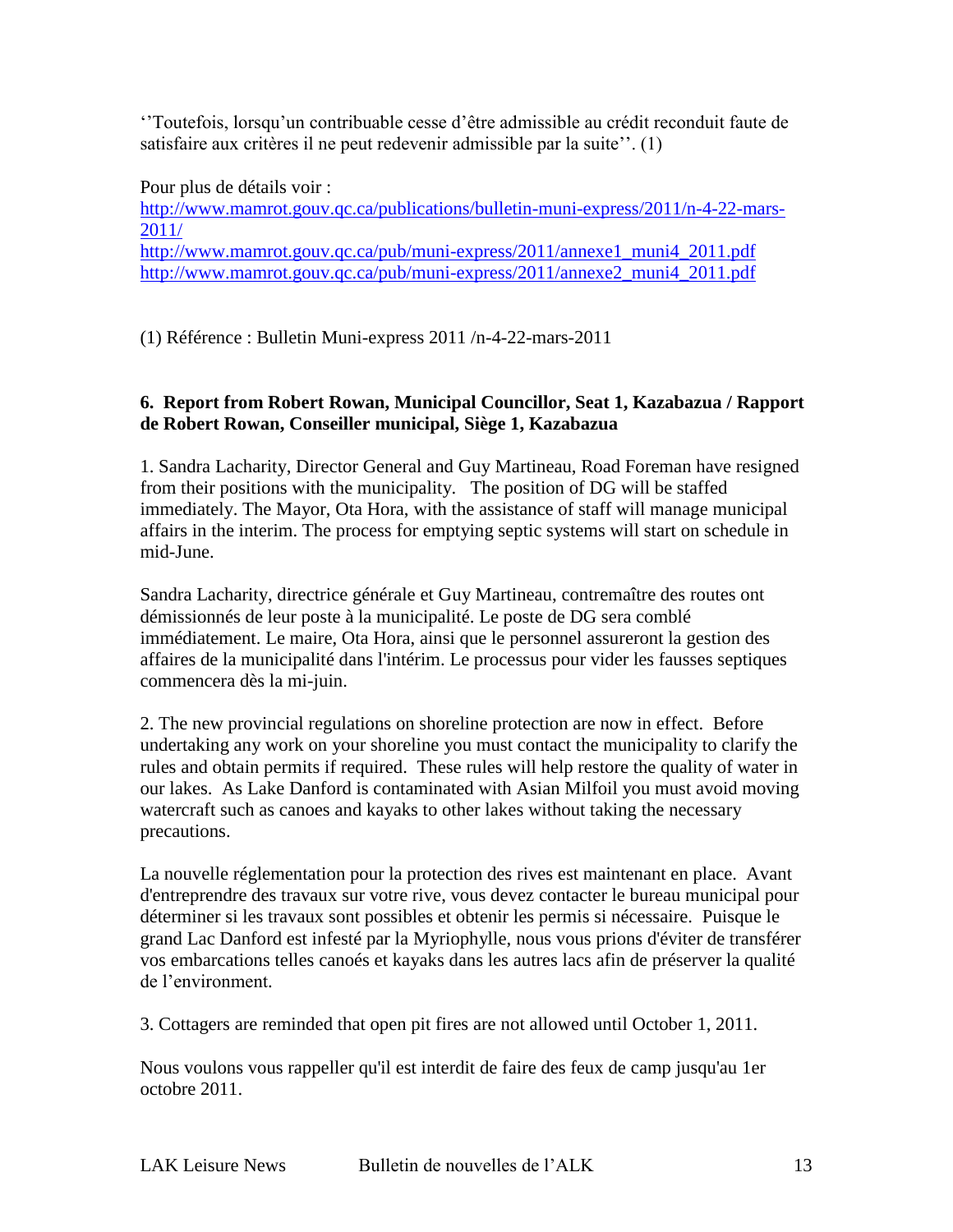''Toutefois, lorsqu'un contribuable cesse d'être admissible au crédit reconduit faute de satisfaire aux critères il ne peut redevenir admissible par la suite''. (1)

Pour plus de détails voir :
http://www.mamrot.gouv.qc.ca/publications/bulletin-muni-express/2011/n-4-22-mars-2011/
http://www.mamrot.gouv.qc.ca/pub/muni-express/2011/annexe1_muni4_2011.pdf
http://www.mamrot.gouv.qc.ca/pub/muni-express/2011/annexe2_muni4_2011.pdf

(1) Référence : Bulletin Muni-express 2011 /n-4-22-mars-2011

**6. Report from Robert Rowan, Municipal Councillor, Seat 1, Kazabazua / Rapport de Robert Rowan, Conseiller municipal, Siège 1, Kazabazua**

1. Sandra Lacharity, Director General and Guy Martineau, Road Foreman have resigned from their positions with the municipality. The position of DG will be staffed immediately. The Mayor, Ota Hora, with the assistance of staff will manage municipal affairs in the interim. The process for emptying septic systems will start on schedule in mid-June.

Sandra Lacharity, directrice générale et Guy Martineau, contremaître des routes ont démissionnés de leur poste à la municipalité. Le poste de DG sera comblé immédiatement. Le maire, Ota Hora, ainsi que le personnel assureront la gestion des affaires de la municipalité dans l'intérim. Le processus pour vider les fausses septiques commencera dès la mi-juin.

2. The new provincial regulations on shoreline protection are now in effect. Before undertaking any work on your shoreline you must contact the municipality to clarify the rules and obtain permits if required. These rules will help restore the quality of water in our lakes. As Lake Danford is contaminated with Asian Milfoil you must avoid moving watercraft such as canoes and kayaks to other lakes without taking the necessary precautions.

La nouvelle réglementation pour la protection des rives est maintenant en place. Avant d'entreprendre des travaux sur votre rive, vous devez contacter le bureau municipal pour déterminer si les travaux sont possibles et obtenir les permis si nécessaire. Puisque le grand Lac Danford est infesté par la Myriophylle, nous vous prions d'éviter de transférer vos embarcations telles canoés et kayaks dans les autres lacs afin de préserver la qualité de l'environment.

3. Cottagers are reminded that open pit fires are not allowed until October 1, 2011.

Nous voulons vous rappeller qu'il est interdit de faire des feux de camp jusqu'au 1er octobre 2011.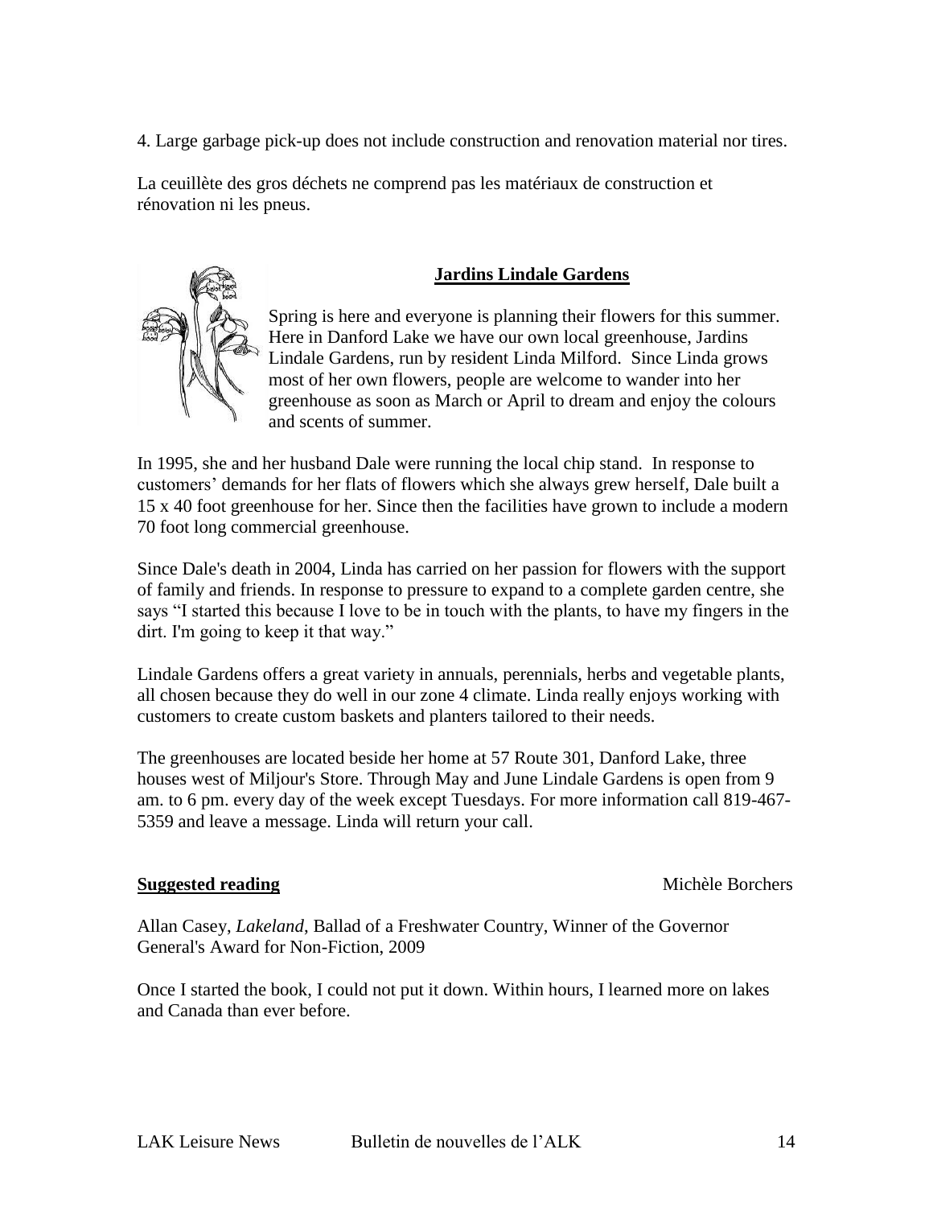4. Large garbage pick-up does not include construction and renovation material nor tires.

La ceuillète des gros déchets ne comprend pas les matériaux de construction et rénovation ni les pneus.

## Jardins Lindale Gardens

Spring is here and everyone is planning their flowers for this summer. Here in Danford Lake we have our own local greenhouse, Jardins Lindale Gardens, run by resident Linda Milford. Since Linda grows most of her own flowers, people are welcome to wander into her greenhouse as soon as March or April to dream and enjoy the colours and scents of summer.

In 1995, she and her husband Dale were running the local chip stand. In response to customers' demands for her flats of flowers which she always grew herself, Dale built a 15 x 40 foot greenhouse for her. Since then the facilities have grown to include a modern 70 foot long commercial greenhouse.

Since Dale's death in 2004, Linda has carried on her passion for flowers with the support of family and friends. In response to pressure to expand to a complete garden centre, she says "I started this because I love to be in touch with the plants, to have my fingers in the dirt. I'm going to keep it that way."

Lindale Gardens offers a great variety in annuals, perennials, herbs and vegetable plants, all chosen because they do well in our zone 4 climate. Linda really enjoys working with customers to create custom baskets and planters tailored to their needs.

The greenhouses are located beside her home at 57 Route 301, Danford Lake, three houses west of Miljour's Store. Through May and June Lindale Gardens is open from 9 am. to 6 pm. every day of the week except Tuesdays. For more information call 819-467-5359 and leave a message. Linda will return your call.

**Suggested reading** Michèle Borchers

Allan Casey, *Lakeland*, Ballad of a Freshwater Country, Winner of the Governor General's Award for Non-Fiction, 2009

Once I started the book, I could not put it down. Within hours, I learned more on lakes and Canada than ever before.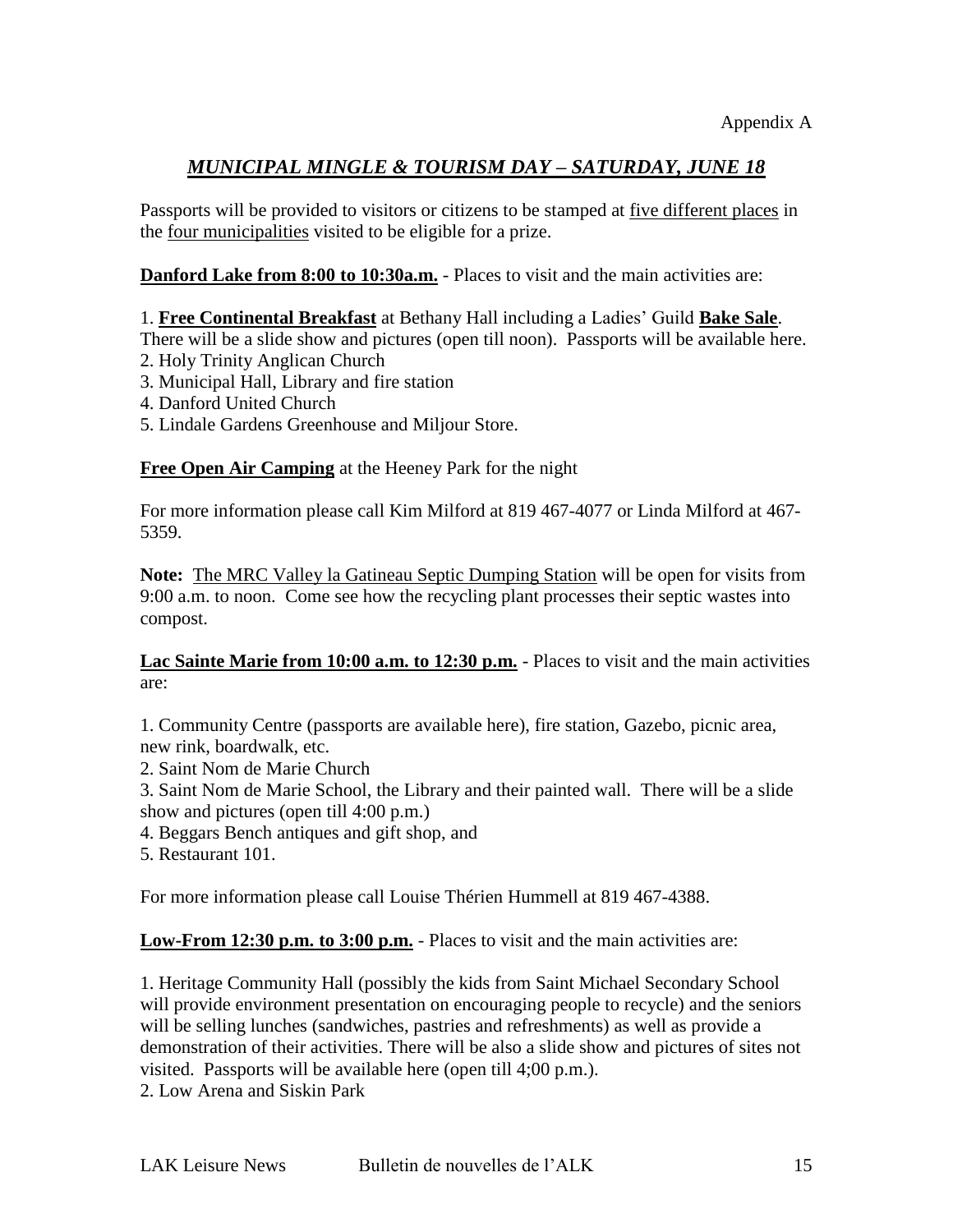Appendix A

## ***MUNICIPAL MINGLE & TOURISM DAY – SATURDAY, JUNE 18***

Passports will be provided to visitors or citizens to be stamped at five different places in the four municipalities visited to be eligible for a prize.

**Danford Lake from 8:00 to 10:30a.m.** - Places to visit and the main activities are:

1. **Free Continental Breakfast** at Bethany Hall including a Ladies' Guild **Bake Sale**. There will be a slide show and pictures (open till noon). Passports will be available here.
2. Holy Trinity Anglican Church
3. Municipal Hall, Library and fire station
4. Danford United Church
5. Lindale Gardens Greenhouse and Miljour Store.

**Free Open Air Camping** at the Heeney Park for the night

For more information please call Kim Milford at 819 467-4077 or Linda Milford at 467-5359.

**Note:** The MRC Valley la Gatineau Septic Dumping Station will be open for visits from 9:00 a.m. to noon. Come see how the recycling plant processes their septic wastes into compost.

**Lac Sainte Marie from 10:00 a.m. to 12:30 p.m.** - Places to visit and the main activities are:

1. Community Centre (passports are available here), fire station, Gazebo, picnic area, new rink, boardwalk, etc.
2. Saint Nom de Marie Church
3. Saint Nom de Marie School, the Library and their painted wall. There will be a slide show and pictures (open till 4:00 p.m.)
4. Beggars Bench antiques and gift shop, and
5. Restaurant 101.

For more information please call Louise Thérien Hummell at 819 467-4388.

**Low-From 12:30 p.m. to 3:00 p.m.** - Places to visit and the main activities are:

1. Heritage Community Hall (possibly the kids from Saint Michael Secondary School will provide environment presentation on encouraging people to recycle) and the seniors will be selling lunches (sandwiches, pastries and refreshments) as well as provide a demonstration of their activities. There will be also a slide show and pictures of sites not visited. Passports will be available here (open till 4;00 p.m.).
2. Low Arena and Siskin Park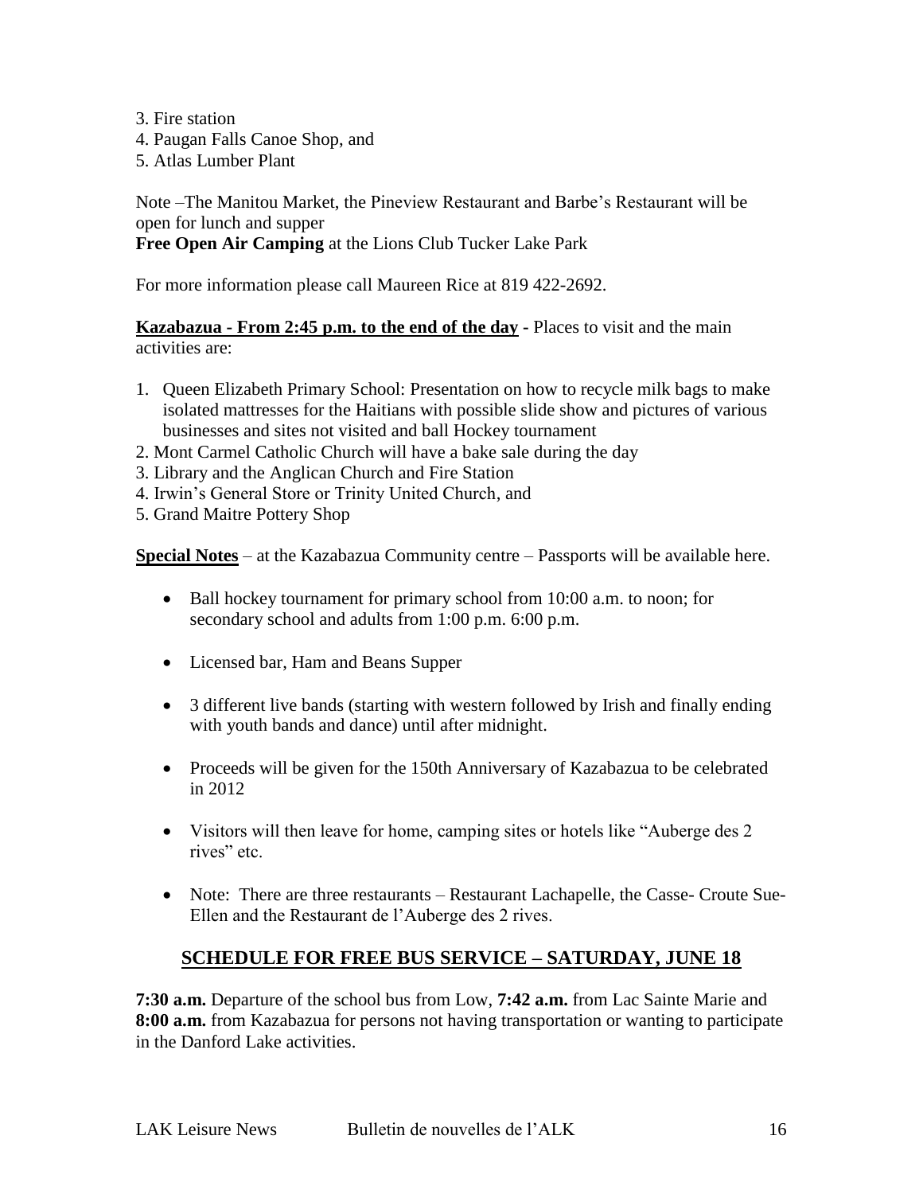3. Fire station
4. Paugan Falls Canoe Shop, and
5. Atlas Lumber Plant

Note –The Manitou Market, the Pineview Restaurant and Barbe's Restaurant will be open for lunch and supper
**Free Open Air Camping** at the Lions Club Tucker Lake Park

For more information please call Maureen Rice at 819 422-2692.

**Kazabazua - From 2:45 p.m. to the end of the day** - Places to visit and the main activities are:

1. Queen Elizabeth Primary School: Presentation on how to recycle milk bags to make isolated mattresses for the Haitians with possible slide show and pictures of various businesses and sites not visited and ball Hockey tournament
2. Mont Carmel Catholic Church will have a bake sale during the day
3. Library and the Anglican Church and Fire Station
4. Irwin's General Store or Trinity United Church, and
5. Grand Maitre Pottery Shop

**Special Notes** – at the Kazabazua Community centre – Passports will be available here.

- Ball hockey tournament for primary school from 10:00 a.m. to noon; for secondary school and adults from 1:00 p.m. 6:00 p.m.
- Licensed bar, Ham and Beans Supper
- 3 different live bands (starting with western followed by Irish and finally ending with youth bands and dance) until after midnight.
- Proceeds will be given for the 150th Anniversary of Kazabazua to be celebrated in 2012
- Visitors will then leave for home, camping sites or hotels like "Auberge des 2 rives" etc.
- Note: There are three restaurants – Restaurant Lachapelle, the Casse- Croute Sue-Ellen and the Restaurant de l'Auberge des 2 rives.

## SCHEDULE FOR FREE BUS SERVICE – SATURDAY, JUNE 18

**7:30 a.m.** Departure of the school bus from Low, **7:42 a.m.** from Lac Sainte Marie and **8:00 a.m.** from Kazabazua for persons not having transportation or wanting to participate in the Danford Lake activities.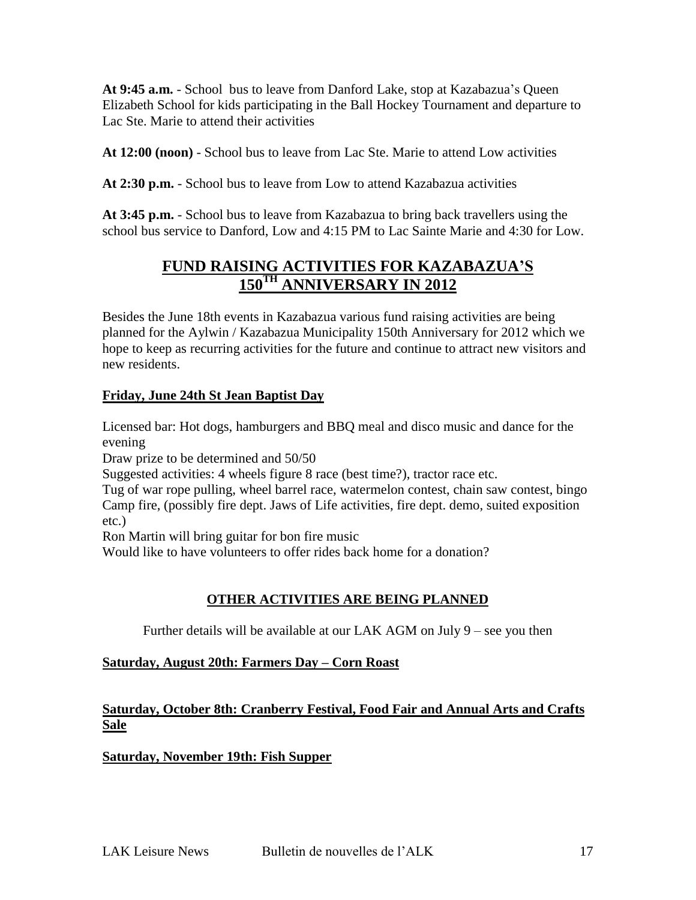**At 9:45 a.m.** - School bus to leave from Danford Lake, stop at Kazabazua's Queen Elizabeth School for kids participating in the Ball Hockey Tournament and departure to Lac Ste. Marie to attend their activities

**At 12:00 (noon)** - School bus to leave from Lac Ste. Marie to attend Low activities

**At 2:30 p.m.** - School bus to leave from Low to attend Kazabazua activities

**At 3:45 p.m.** - School bus to leave from Kazabazua to bring back travellers using the school bus service to Danford, Low and 4:15 PM to Lac Sainte Marie and 4:30 for Low.

## FUND RAISING ACTIVITIES FOR KAZABAZUA'S 150TH ANNIVERSARY IN 2012

Besides the June 18th events in Kazabazua various fund raising activities are being planned for the Aylwin / Kazabazua Municipality 150th Anniversary for 2012 which we hope to keep as recurring activities for the future and continue to attract new visitors and new residents.

**Friday, June 24th St Jean Baptist Day**

Licensed bar: Hot dogs, hamburgers and BBQ meal and disco music and dance for the evening
Draw prize to be determined and 50/50
Suggested activities: 4 wheels figure 8 race (best time?), tractor race etc.
Tug of war rope pulling, wheel barrel race, watermelon contest, chain saw contest, bingo
Camp fire, (possibly fire dept. Jaws of Life activities, fire dept. demo, suited exposition etc.)
Ron Martin will bring guitar for bon fire music
Would like to have volunteers to offer rides back home for a donation?

### OTHER ACTIVITIES ARE BEING PLANNED

Further details will be available at our LAK AGM on July 9 – see you then

**Saturday, August 20th: Farmers Day – Corn Roast**

**Saturday, October 8th: Cranberry Festival, Food Fair and Annual Arts and Crafts Sale**

**Saturday, November 19th: Fish Supper**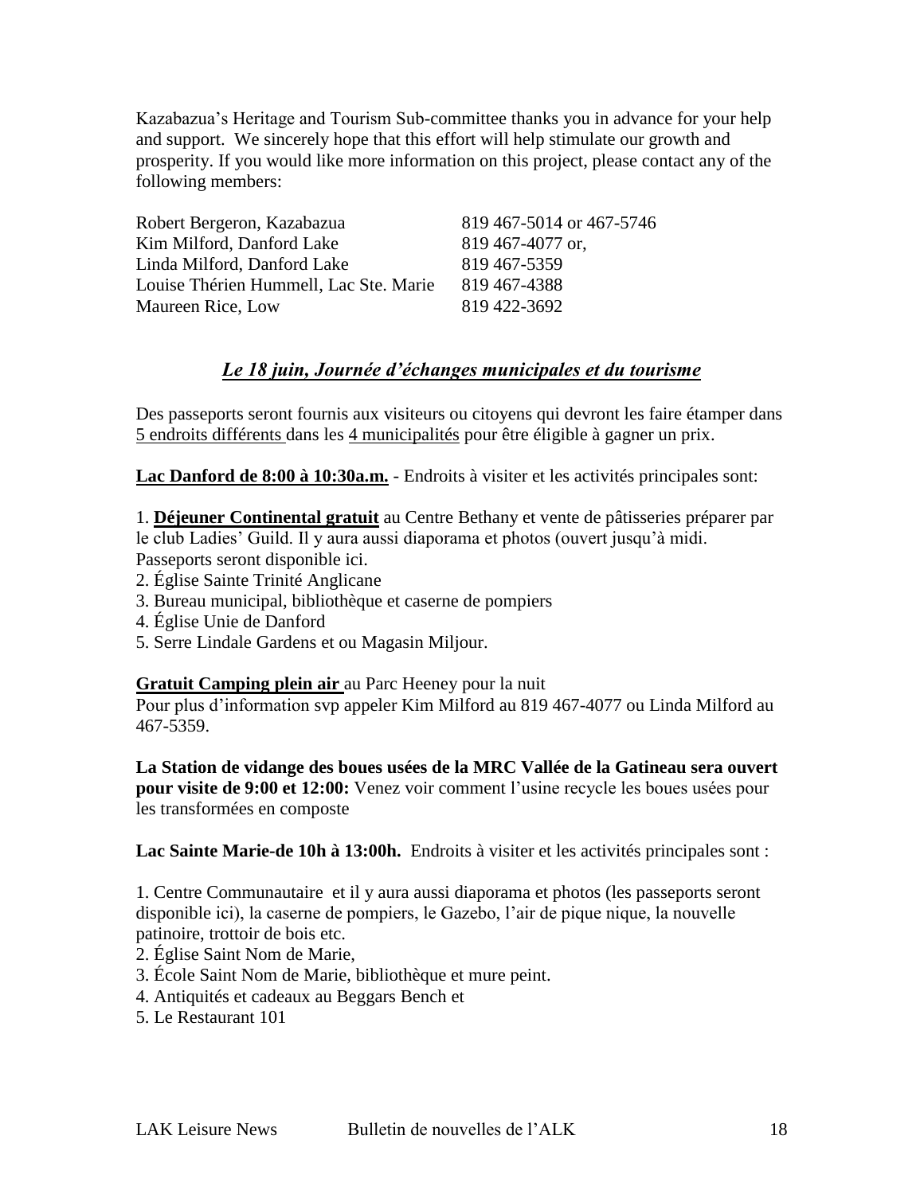Kazabazua's Heritage and Tourism Sub-committee thanks you in advance for your help and support. We sincerely hope that this effort will help stimulate our growth and prosperity. If you would like more information on this project, please contact any of the following members:

| | |
|---|---|
| Robert Bergeron, Kazabazua | 819 467-5014 or 467-5746 |
| Kim Milford, Danford Lake | 819 467-4077 or, |
| Linda Milford, Danford Lake | 819 467-5359 |
| Louise Thérien Hummell, Lac Ste. Marie | 819 467-4388 |
| Maureen Rice, Low | 819 422-3692 |

## *Le 18 juin, Journée d'échanges municipales et du tourisme*

Des passeports seront fournis aux visiteurs ou citoyens qui devront les faire étamper dans 5 endroits différents dans les 4 municipalités pour être éligible à gagner un prix.

**Lac Danford de 8:00 à 10:30a.m.** - Endroits à visiter et les activités principales sont:

1. **Déjeuner Continental gratuit** au Centre Bethany et vente de pâtisseries préparer par le club Ladies' Guild. Il y aura aussi diaporama et photos (ouvert jusqu'à midi. Passeports seront disponible ici.
2. Église Sainte Trinité Anglicane
3. Bureau municipal, bibliothèque et caserne de pompiers
4. Église Unie de Danford
5. Serre Lindale Gardens et ou Magasin Miljour.

**Gratuit Camping plein air** au Parc Heeney pour la nuit
Pour plus d'information svp appeler Kim Milford au 819 467-4077 ou Linda Milford au 467-5359.

**La Station de vidange des boues usées de la MRC Vallée de la Gatineau sera ouvert pour visite de 9:00 et 12:00:** Venez voir comment l'usine recycle les boues usées pour les transformées en composte

**Lac Sainte Marie-de 10h à 13:00h.** Endroits à visiter et les activités principales sont :

1. Centre Communautaire et il y aura aussi diaporama et photos (les passeports seront disponible ici), la caserne de pompiers, le Gazebo, l'air de pique nique, la nouvelle patinoire, trottoir de bois etc.
2. Église Saint Nom de Marie,
3. École Saint Nom de Marie, bibliothèque et mure peint.
4. Antiquités et cadeaux au Beggars Bench et
5. Le Restaurant 101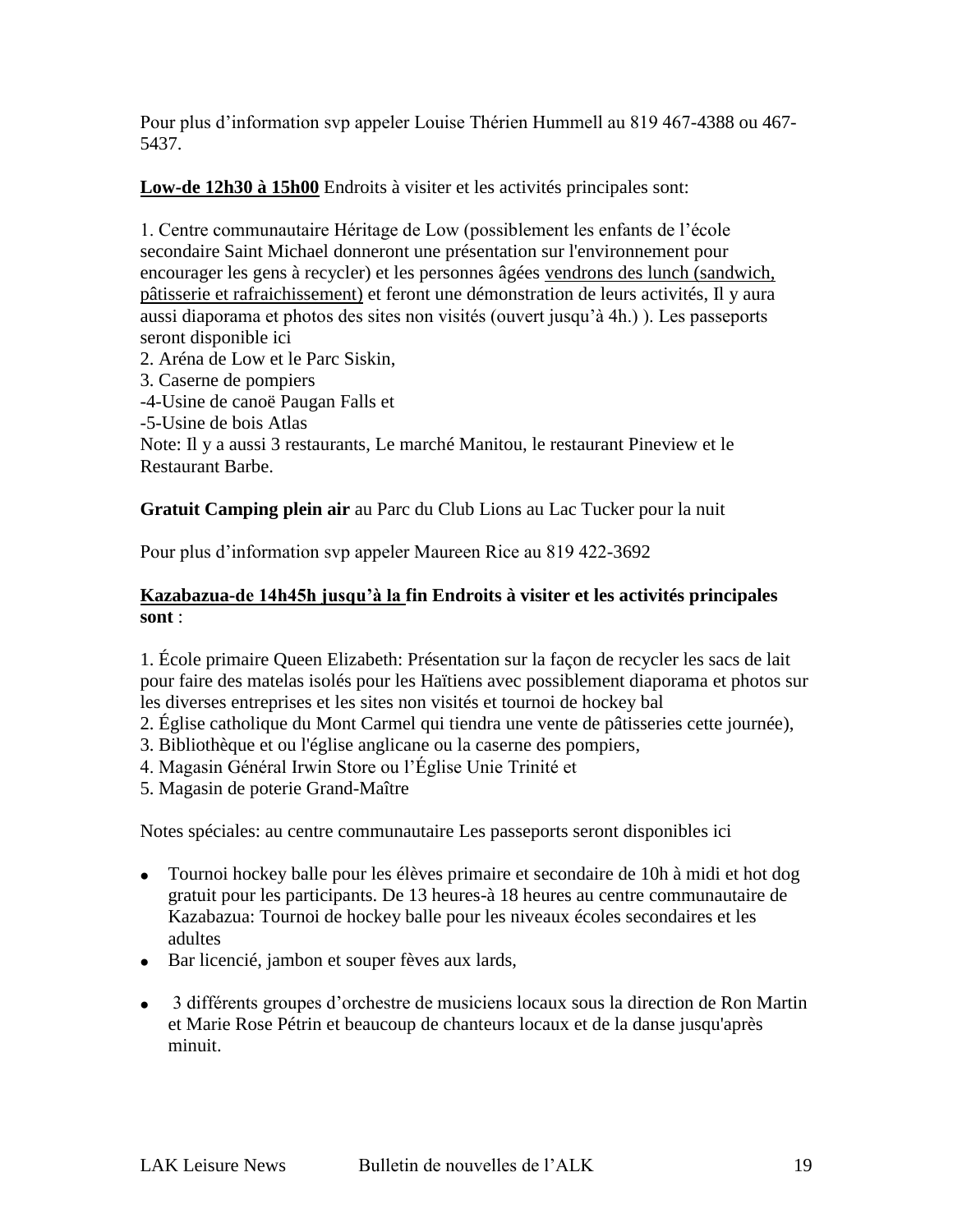Pour plus d'information svp appeler Louise Thérien Hummell au 819 467-4388 ou 467-5437.

**Low-de 12h30 à 15h00** Endroits à visiter et les activités principales sont:

1. Centre communautaire Héritage de Low (possiblement les enfants de l'école secondaire Saint Michael donneront une présentation sur l'environnement pour encourager les gens à recycler) et les personnes âgées vendrons des lunch (sandwich, pâtisserie et rafraichissement) et feront une démonstration de leurs activités, Il y aura aussi diaporama et photos des sites non visités (ouvert jusqu'à 4h.) ). Les passeports seront disponible ici
2. Aréna de Low et le Parc Siskin,
3. Caserne de pompiers

-4-Usine de canoë Paugan Falls et

-5-Usine de bois Atlas

Note: Il y a aussi 3 restaurants, Le marché Manitou, le restaurant Pineview et le Restaurant Barbe.

**Gratuit Camping plein air** au Parc du Club Lions au Lac Tucker pour la nuit

Pour plus d'information svp appeler Maureen Rice au 819 422-3692

**Kazabazua-de 14h45h jusqu'à la fin Endroits à visiter et les activités principales sont** :

1. École primaire Queen Elizabeth: Présentation sur la façon de recycler les sacs de lait pour faire des matelas isolés pour les Haïtiens avec possiblement diaporama et photos sur les diverses entreprises et les sites non visités et tournoi de hockey bal
2. Église catholique du Mont Carmel qui tiendra une vente de pâtisseries cette journée),
3. Bibliothèque et ou l'église anglicane ou la caserne des pompiers,
4. Magasin Général Irwin Store ou l'Église Unie Trinité et
5. Magasin de poterie Grand-Maître

Notes spéciales: au centre communautaire Les passeports seront disponibles ici

- Tournoi hockey balle pour les élèves primaire et secondaire de 10h à midi et hot dog gratuit pour les participants. De 13 heures-à 18 heures au centre communautaire de Kazabazua: Tournoi de hockey balle pour les niveaux écoles secondaires et les adultes
- Bar licencié, jambon et souper fèves aux lards,
- 3 différents groupes d'orchestre de musiciens locaux sous la direction de Ron Martin et Marie Rose Pétrin et beaucoup de chanteurs locaux et de la danse jusqu'après minuit.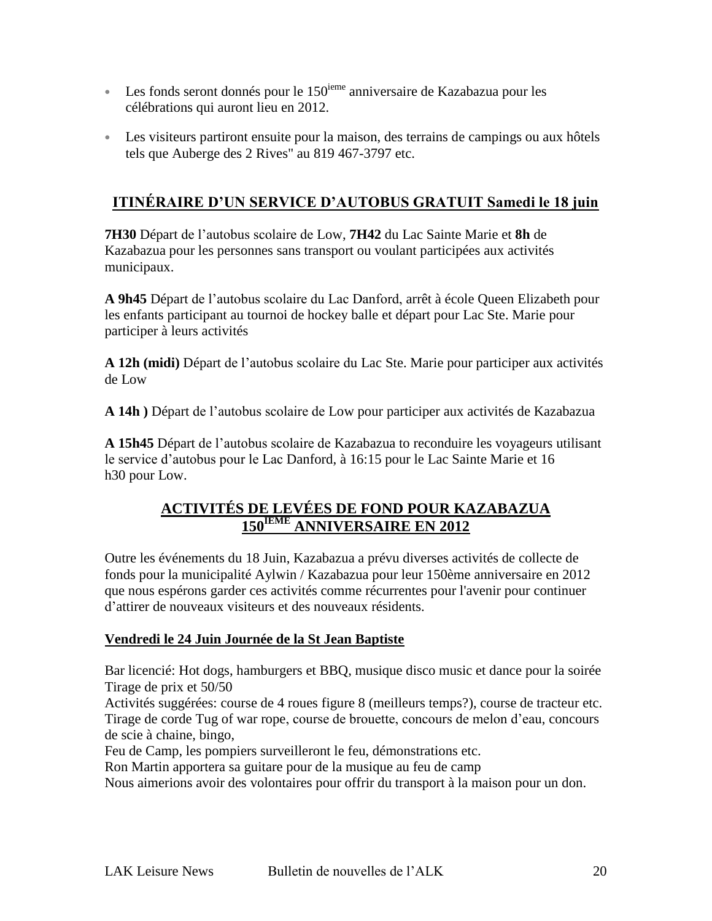- Les fonds seront donnés pour le 150[ieme] anniversaire de Kazabazua pour les célébrations qui auront lieu en 2012.
- Les visiteurs partiront ensuite pour la maison, des terrains de campings ou aux hôtels tels que Auberge des 2 Rives" au 819 467-3797 etc.

## ITINÉRAIRE D'UN SERVICE D'AUTOBUS GRATUIT Samedi le 18 juin

**7H30** Départ de l'autobus scolaire de Low, **7H42** du Lac Sainte Marie et **8h** de Kazabazua pour les personnes sans transport ou voulant participées aux activités municipaux.

**A 9h45** Départ de l'autobus scolaire du Lac Danford, arrêt à école Queen Elizabeth pour les enfants participant au tournoi de hockey balle et départ pour Lac Ste. Marie pour participer à leurs activités

**A 12h (midi)** Départ de l'autobus scolaire du Lac Ste. Marie pour participer aux activités de Low

**A 14h )** Départ de l'autobus scolaire de Low pour participer aux activités de Kazabazua

**A 15h45** Départ de l'autobus scolaire de Kazabazua to reconduire les voyageurs utilisant le service d'autobus pour le Lac Danford, à 16:15 pour le Lac Sainte Marie et 16 h30 pour Low.

## ACTIVITÉS DE LEVÉES DE FOND POUR KAZABAZUA 150[IEME] ANNIVERSAIRE EN 2012

Outre les événements du 18 Juin, Kazabazua a prévu diverses activités de collecte de fonds pour la municipalité Aylwin / Kazabazua pour leur 150ème anniversaire en 2012 que nous espérons garder ces activités comme récurrentes pour l'avenir pour continuer d'attirer de nouveaux visiteurs et des nouveaux résidents.

### Vendredi le 24 Juin Journée de la St Jean Baptiste

Bar licencié: Hot dogs, hamburgers et BBQ, musique disco music et dance pour la soirée
Tirage de prix et 50/50
Activités suggérées: course de 4 roues figure 8 (meilleurs temps?), course de tracteur etc.
Tirage de corde Tug of war rope, course de brouette, concours de melon d'eau, concours de scie à chaine, bingo,
Feu de Camp, les pompiers surveilleront le feu, démonstrations etc.
Ron Martin apportera sa guitare pour de la musique au feu de camp
Nous aimerions avoir des volontaires pour offrir du transport à la maison pour un don.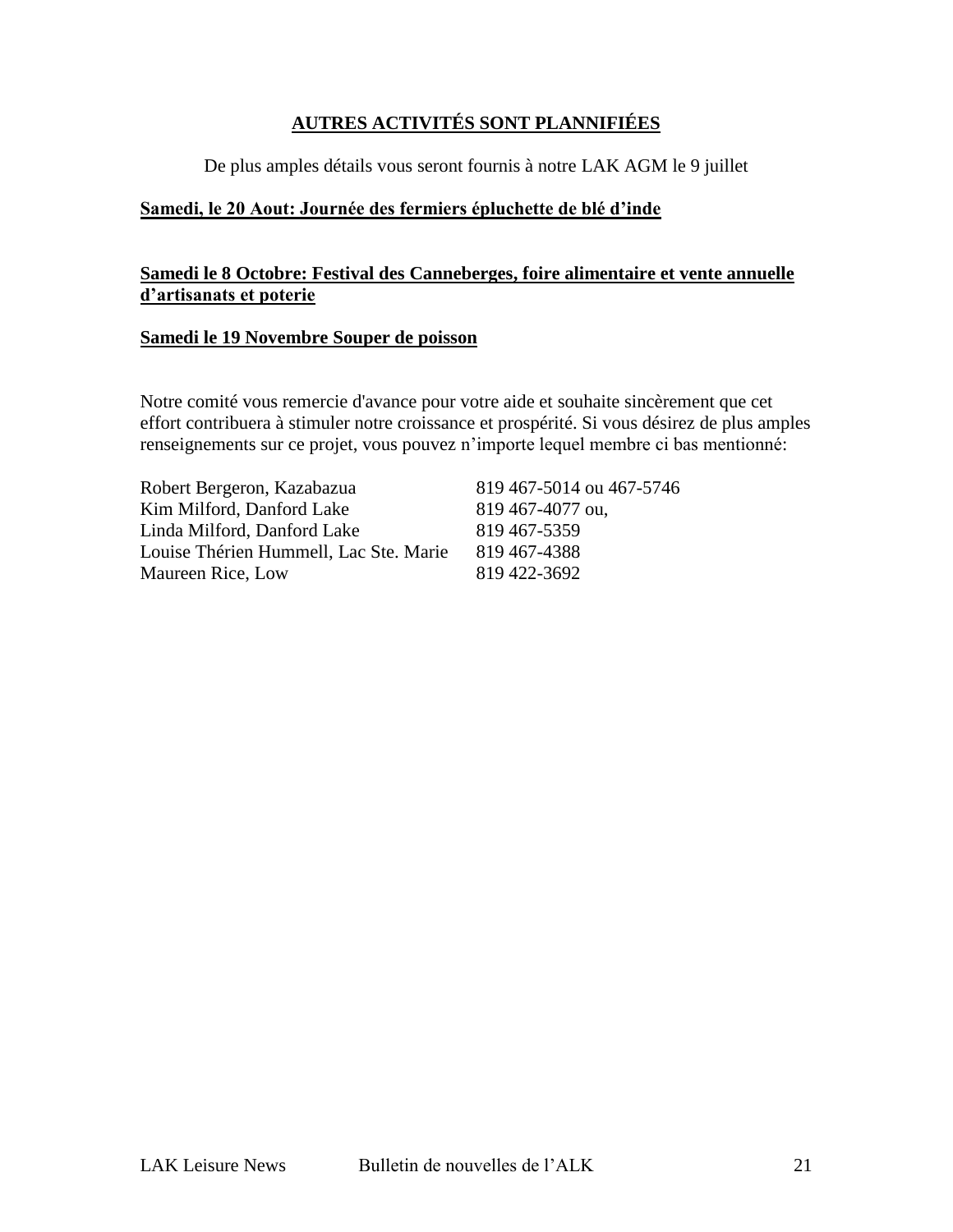## AUTRES ACTIVITÉS SONT PLANNIFIÉES

De plus amples détails vous seront fournis à notre LAK AGM le 9 juillet

**Samedi, le 20 Aout: Journée des fermiers épluchette de blé d'inde**

**Samedi le 8 Octobre: Festival des Canneberges, foire alimentaire et vente annuelle d'artisanats et poterie**

**Samedi le 19 Novembre Souper de poisson**

Notre comité vous remercie d'avance pour votre aide et souhaite sincèrement que cet effort contribuera à stimuler notre croissance et prospérité. Si vous désirez de plus amples renseignements sur ce projet, vous pouvez n'importe lequel membre ci bas mentionné:

| | |
|---|---|
| Robert Bergeron, Kazabazua | 819 467-5014 ou 467-5746 |
| Kim Milford, Danford Lake | 819 467-4077 ou, |
| Linda Milford, Danford Lake | 819 467-5359 |
| Louise Thérien Hummell, Lac Ste. Marie | 819 467-4388 |
| Maureen Rice, Low | 819 422-3692 |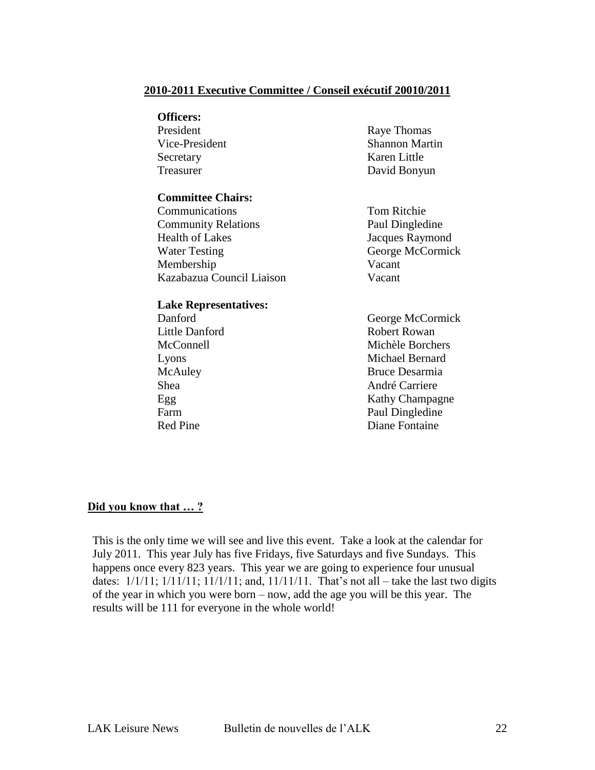## 2010-2011 Executive Committee / Conseil exécutif 20010/2011

**Officers:**

| | |
|---|---|
| President | Raye Thomas |
| Vice-President | Shannon Martin |
| Secretary | Karen Little |
| Treasurer | David Bonyun |

**Committee Chairs:**

| | |
|---|---|
| Communications | Tom Ritchie |
| Community Relations | Paul Dingledine |
| Health of Lakes | Jacques Raymond |
| Water Testing | George McCormick |
| Membership | Vacant |
| Kazabazua Council Liaison | Vacant |

**Lake Representatives:**

| | |
|---|---|
| Danford | George McCormick |
| Little Danford | Robert Rowan |
| McConnell | Michèle Borchers |
| Lyons | Michael Bernard |
| McAuley | Bruce Desarmia |
| Shea | André Carriere |
| Egg | Kathy Champagne |
| Farm | Paul Dingledine |
| Red Pine | Diane Fontaine |

## Did you know that … ?

This is the only time we will see and live this event. Take a look at the calendar for July 2011. This year July has five Fridays, five Saturdays and five Sundays. This happens once every 823 years. This year we are going to experience four unusual dates: 1/1/11; 1/11/11; 11/1/11; and, 11/11/11. That's not all – take the last two digits of the year in which you were born – now, add the age you will be this year. The results will be 111 for everyone in the whole world!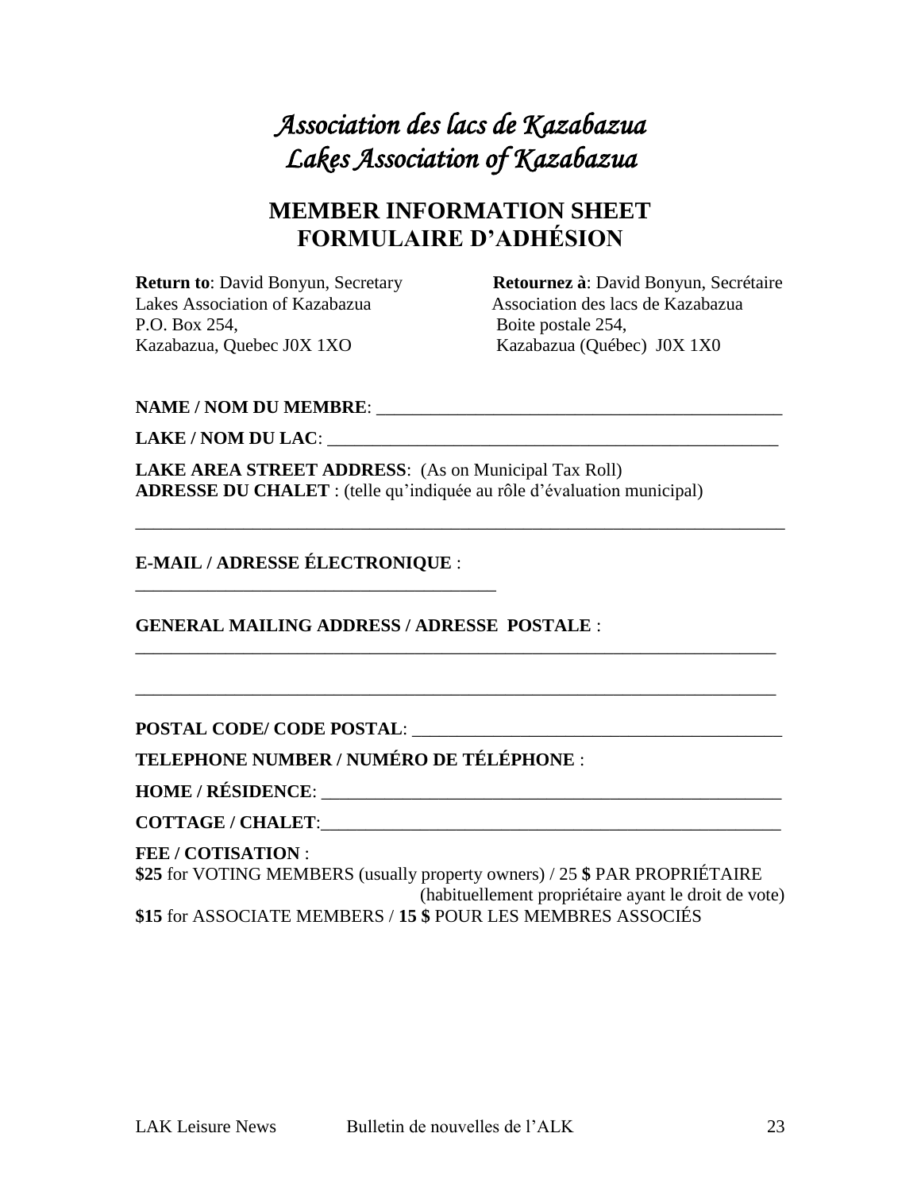# *Association des lacs de Kazabazua*
# *Lakes Association of Kazabazua*

## MEMBER INFORMATION SHEET
## FORMULAIRE D'ADHÉSION

**Return to**: David Bonyun, Secretary
Lakes Association of Kazabazua
P.O. Box 254,
Kazabazua, Quebec J0X 1XO

**Retournez à**: David Bonyun, Secrétaire
Association des lacs de Kazabazua
Boite postale 254,
Kazabazua (Québec) J0X 1X0

**NAME / NOM DU MEMBRE**: ______________________________________________

**LAKE / NOM DU LAC**: ___________________________________________________

**LAKE AREA STREET ADDRESS**: (As on Municipal Tax Roll)
**ADRESSE DU CHALET** : (telle qu'indiquée au rôle d'évaluation municipal)

_________________________________________________________________________

**E-MAIL / ADRESSE ÉLECTRONIQUE** :
________________________________________

**GENERAL MAILING ADDRESS / ADRESSE POSTALE** :
_________________________________________________________________________

_________________________________________________________________________

**POSTAL CODE/ CODE POSTAL**: ________________________________________

**TELEPHONE NUMBER / NUMÉRO DE TÉLÉPHONE** :

**HOME / RÉSIDENCE**: ____________________________________________________

**COTTAGE / CHALET**:____________________________________________________

**FEE / COTISATION** :
**$25** for VOTING MEMBERS (usually property owners) / 25 **$** PAR PROPRIÉTAIRE (habituellement propriétaire ayant le droit de vote)
**$15** for ASSOCIATE MEMBERS / **15 $** POUR LES MEMBRES ASSOCIÉS